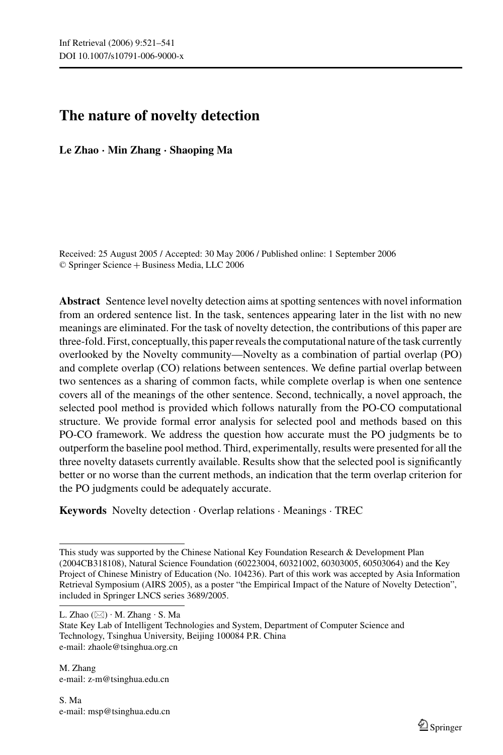# The nature of novelty detection

**Le Zhao · Min Zhang · Shaoping Ma**

Received: 25 August 2005 / Accepted: 30 May 2006 / Published online: 1 September 2006
© Springer Science + Business Media, LLC 2006

**Abstract** Sentence level novelty detection aims at spotting sentences with novel information from an ordered sentence list. In the task, sentences appearing later in the list with no new meanings are eliminated. For the task of novelty detection, the contributions of this paper are three-fold. First, conceptually, this paper reveals the computational nature of the task currently overlooked by the Novelty community—Novelty as a combination of partial overlap (PO) and complete overlap (CO) relations between sentences. We define partial overlap between two sentences as a sharing of common facts, while complete overlap is when one sentence covers all of the meanings of the other sentence. Second, technically, a novel approach, the selected pool method is provided which follows naturally from the PO-CO computational structure. We provide formal error analysis for selected pool and methods based on this PO-CO framework. We address the question how accurate must the PO judgments be to outperform the baseline pool method. Third, experimentally, results were presented for all the three novelty datasets currently available. Results show that the selected pool is significantly better or no worse than the current methods, an indication that the term overlap criterion for the PO judgments could be adequately accurate.

**Keywords** Novelty detection · Overlap relations · Meanings · TREC

---

This study was supported by the Chinese National Key Foundation Research & Development Plan (2004CB318108), Natural Science Foundation (60223004, 60321002, 60303005, 60503064) and the Key Project of Chinese Ministry of Education (No. 104236). Part of this work was accepted by Asia Information Retrieval Symposium (AIRS 2005), as a poster "the Empirical Impact of the Nature of Novelty Detection", included in Springer LNCS series 3689/2005.

L. Zhao (✉) · M. Zhang · S. Ma
State Key Lab of Intelligent Technologies and System, Department of Computer Science and Technology, Tsinghua University, Beijing 100084 P.R. China
e-mail: zhaole@tsinghua.org.cn

M. Zhang
e-mail: z-m@tsinghua.edu.cn

S. Ma
e-mail: msp@tsinghua.edu.cn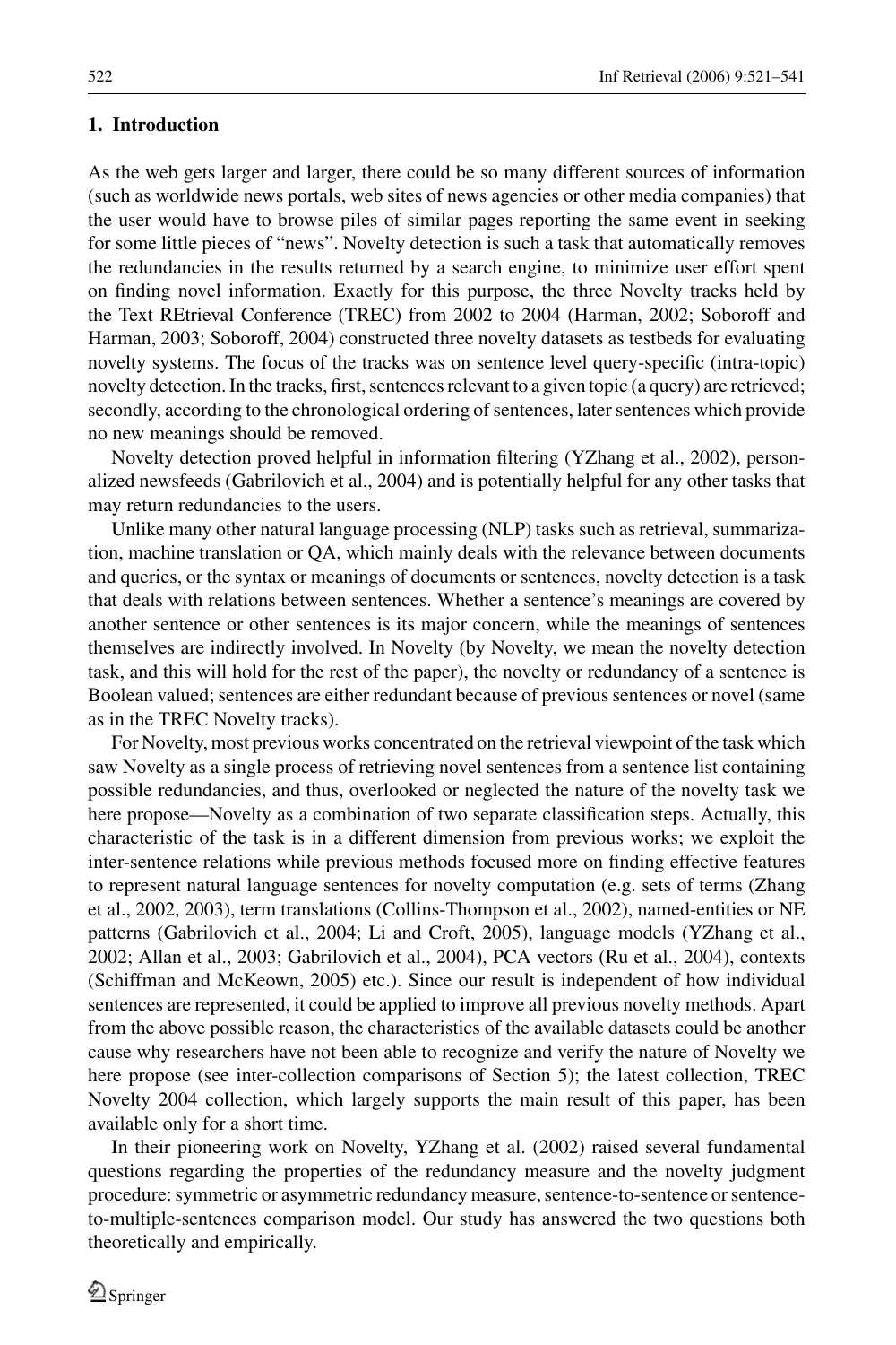## 1. Introduction

As the web gets larger and larger, there could be so many different sources of information (such as worldwide news portals, web sites of news agencies or other media companies) that the user would have to browse piles of similar pages reporting the same event in seeking for some little pieces of "news". Novelty detection is such a task that automatically removes the redundancies in the results returned by a search engine, to minimize user effort spent on finding novel information. Exactly for this purpose, the three Novelty tracks held by the Text REtrieval Conference (TREC) from 2002 to 2004 (Harman, 2002; Soboroff and Harman, 2003; Soboroff, 2004) constructed three novelty datasets as testbeds for evaluating novelty systems. The focus of the tracks was on sentence level query-specific (intra-topic) novelty detection. In the tracks, first, sentences relevant to a given topic (a query) are retrieved; secondly, according to the chronological ordering of sentences, later sentences which provide no new meanings should be removed.

Novelty detection proved helpful in information filtering (YZhang et al., 2002), personalized newsfeeds (Gabrilovich et al., 2004) and is potentially helpful for any other tasks that may return redundancies to the users.

Unlike many other natural language processing (NLP) tasks such as retrieval, summarization, machine translation or QA, which mainly deals with the relevance between documents and queries, or the syntax or meanings of documents or sentences, novelty detection is a task that deals with relations between sentences. Whether a sentence's meanings are covered by another sentence or other sentences is its major concern, while the meanings of sentences themselves are indirectly involved. In Novelty (by Novelty, we mean the novelty detection task, and this will hold for the rest of the paper), the novelty or redundancy of a sentence is Boolean valued; sentences are either redundant because of previous sentences or novel (same as in the TREC Novelty tracks).

For Novelty, most previous works concentrated on the retrieval viewpoint of the task which saw Novelty as a single process of retrieving novel sentences from a sentence list containing possible redundancies, and thus, overlooked or neglected the nature of the novelty task we here propose—Novelty as a combination of two separate classification steps. Actually, this characteristic of the task is in a different dimension from previous works; we exploit the inter-sentence relations while previous methods focused more on finding effective features to represent natural language sentences for novelty computation (e.g. sets of terms (Zhang et al., 2002, 2003), term translations (Collins-Thompson et al., 2002), named-entities or NE patterns (Gabrilovich et al., 2004; Li and Croft, 2005), language models (YZhang et al., 2002; Allan et al., 2003; Gabrilovich et al., 2004), PCA vectors (Ru et al., 2004), contexts (Schiffman and McKeown, 2005) etc.). Since our result is independent of how individual sentences are represented, it could be applied to improve all previous novelty methods. Apart from the above possible reason, the characteristics of the available datasets could be another cause why researchers have not been able to recognize and verify the nature of Novelty we here propose (see inter-collection comparisons of Section 5); the latest collection, TREC Novelty 2004 collection, which largely supports the main result of this paper, has been available only for a short time.

In their pioneering work on Novelty, YZhang et al. (2002) raised several fundamental questions regarding the properties of the redundancy measure and the novelty judgment procedure: symmetric or asymmetric redundancy measure, sentence-to-sentence or sentence-to-multiple-sentences comparison model. Our study has answered the two questions both theoretically and empirically.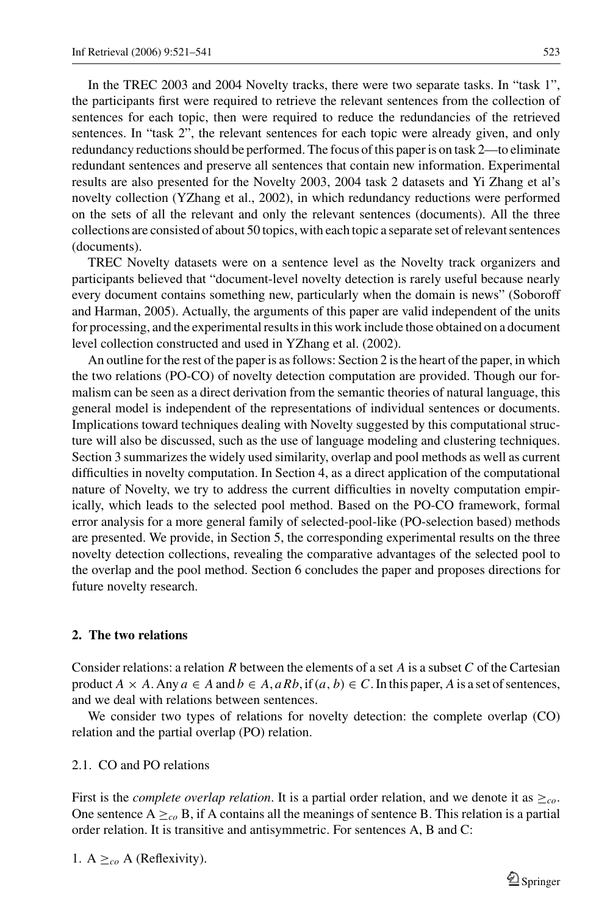In the TREC 2003 and 2004 Novelty tracks, there were two separate tasks. In "task 1", the participants first were required to retrieve the relevant sentences from the collection of sentences for each topic, then were required to reduce the redundancies of the retrieved sentences. In "task 2", the relevant sentences for each topic were already given, and only redundancy reductions should be performed. The focus of this paper is on task 2—to eliminate redundant sentences and preserve all sentences that contain new information. Experimental results are also presented for the Novelty 2003, 2004 task 2 datasets and Yi Zhang et al's novelty collection (YZhang et al., 2002), in which redundancy reductions were performed on the sets of all the relevant and only the relevant sentences (documents). All the three collections are consisted of about 50 topics, with each topic a separate set of relevant sentences (documents).

TREC Novelty datasets were on a sentence level as the Novelty track organizers and participants believed that "document-level novelty detection is rarely useful because nearly every document contains something new, particularly when the domain is news" (Soboroff and Harman, 2005). Actually, the arguments of this paper are valid independent of the units for processing, and the experimental results in this work include those obtained on a document level collection constructed and used in YZhang et al. (2002).

An outline for the rest of the paper is as follows: Section 2 is the heart of the paper, in which the two relations (PO-CO) of novelty detection computation are provided. Though our formalism can be seen as a direct derivation from the semantic theories of natural language, this general model is independent of the representations of individual sentences or documents. Implications toward techniques dealing with Novelty suggested by this computational structure will also be discussed, such as the use of language modeling and clustering techniques. Section 3 summarizes the widely used similarity, overlap and pool methods as well as current difficulties in novelty computation. In Section 4, as a direct application of the computational nature of Novelty, we try to address the current difficulties in novelty computation empirically, which leads to the selected pool method. Based on the PO-CO framework, formal error analysis for a more general family of selected-pool-like (PO-selection based) methods are presented. We provide, in Section 5, the corresponding experimental results on the three novelty detection collections, revealing the comparative advantages of the selected pool to the overlap and the pool method. Section 6 concludes the paper and proposes directions for future novelty research.

## 2. The two relations

Consider relations: a relation $R$ between the elements of a set $A$ is a subset $C$ of the Cartesian product $A \times A$. Any $a \in A$ and $b \in A$, $aRb$, if $(a, b) \in C$. In this paper, $A$ is a set of sentences, and we deal with relations between sentences.

We consider two types of relations for novelty detection: the complete overlap (CO) relation and the partial overlap (PO) relation.

### 2.1. CO and PO relations

First is the *complete overlap relation*. It is a partial order relation, and we denote it as $\geq_{co}$. One sentence A $\geq_{co}$ B, if A contains all the meanings of sentence B. This relation is a partial order relation. It is transitive and antisymmetric. For sentences A, B and C:

1. A $\geq_{co}$ A (Reflexivity).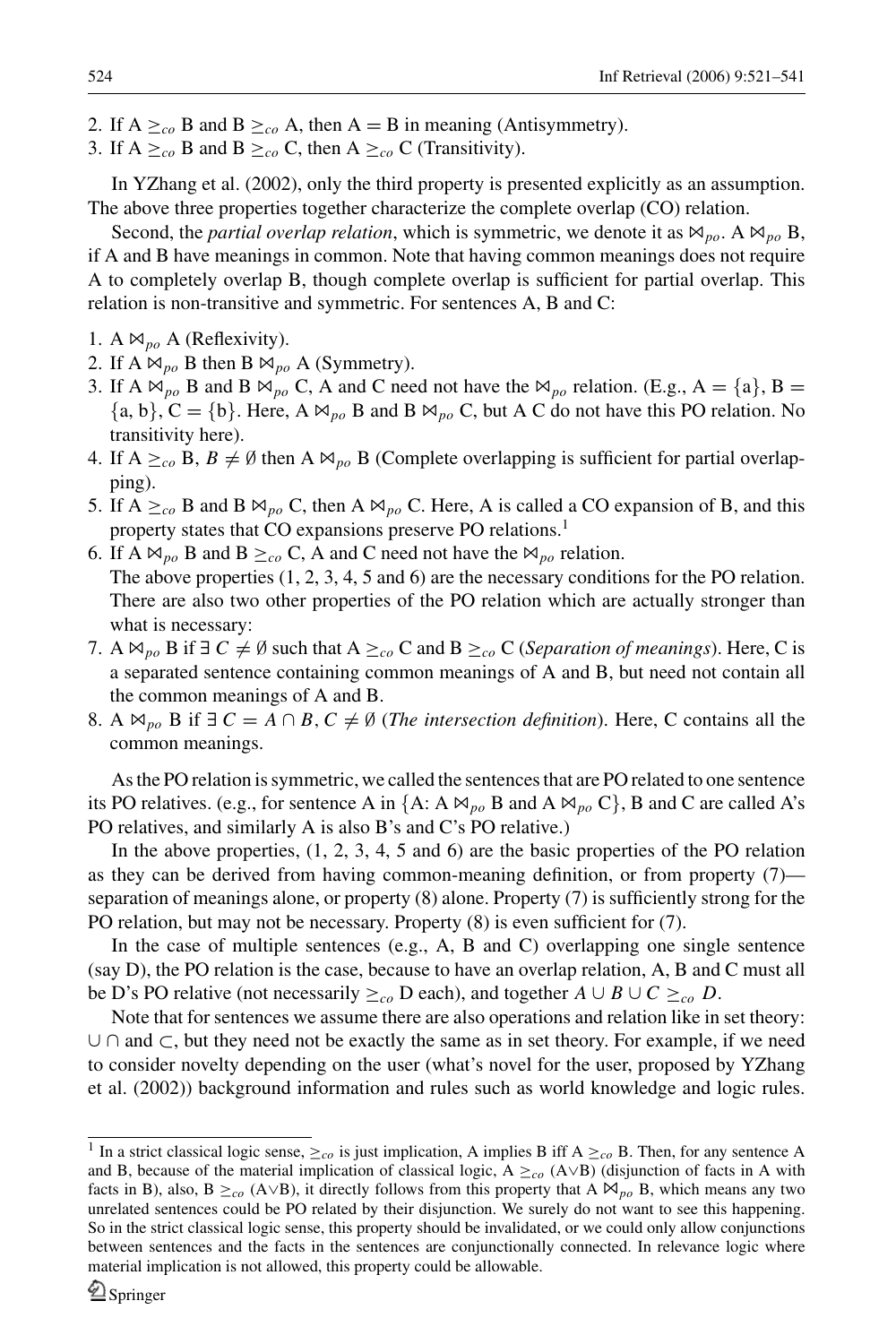2. If A $\geq_{co}$ B and B $\geq_{co}$ A, then A = B in meaning (Antisymmetry).
3. If A $\geq_{co}$ B and B $\geq_{co}$ C, then A $\geq_{co}$ C (Transitivity).

In YZhang et al. (2002), only the third property is presented explicitly as an assumption. The above three properties together characterize the complete overlap (CO) relation.

Second, the *partial overlap relation*, which is symmetric, we denote it as $\bowtie_{po}$. A $\bowtie_{po}$ B, if A and B have meanings in common. Note that having common meanings does not require A to completely overlap B, though complete overlap is sufficient for partial overlap. This relation is non-transitive and symmetric. For sentences A, B and C:

1. A $\bowtie_{po}$ A (Reflexivity).
2. If A $\bowtie_{po}$ B then B $\bowtie_{po}$ A (Symmetry).
3. If A $\bowtie_{po}$ B and B $\bowtie_{po}$ C, A and C need not have the $\bowtie_{po}$ relation. (E.g., A = {a}, B = {a, b}, C = {b}. Here, A $\bowtie_{po}$ B and B $\bowtie_{po}$ C, but A C do not have this PO relation. No transitivity here).
4. If A $\geq_{co}$ B, $B \neq \emptyset$ then A $\bowtie_{po}$ B (Complete overlapping is sufficient for partial overlapping).
5. If A $\geq_{co}$ B and B $\bowtie_{po}$ C, then A $\bowtie_{po}$ C. Here, A is called a CO expansion of B, and this property states that CO expansions preserve PO relations.[1]
6. If A $\bowtie_{po}$ B and B $\geq_{co}$ C, A and C need not have the $\bowtie_{po}$ relation.
   The above properties (1, 2, 3, 4, 5 and 6) are the necessary conditions for the PO relation. There are also two other properties of the PO relation which are actually stronger than what is necessary:
7. A $\bowtie_{po}$ B if $\exists\, C \neq \emptyset$ such that A $\geq_{co}$ C and B $\geq_{co}$ C (*Separation of meanings*). Here, C is a separated sentence containing common meanings of A and B, but need not contain all the common meanings of A and B.
8. A $\bowtie_{po}$ B if $\exists\, C = A \cap B, C \neq \emptyset$ (*The intersection definition*). Here, C contains all the common meanings.

As the PO relation is symmetric, we called the sentences that are PO related to one sentence its PO relatives. (e.g., for sentence A in {A: A $\bowtie_{po}$ B and A $\bowtie_{po}$ C}, B and C are called A's PO relatives, and similarly A is also B's and C's PO relative.)

In the above properties, (1, 2, 3, 4, 5 and 6) are the basic properties of the PO relation as they can be derived from having common-meaning definition, or from property (7)—separation of meanings alone, or property (8) alone. Property (7) is sufficiently strong for the PO relation, but may not be necessary. Property (8) is even sufficient for (7).

In the case of multiple sentences (e.g., A, B and C) overlapping one single sentence (say D), the PO relation is the case, because to have an overlap relation, A, B and C must all be D's PO relative (not necessarily $\geq_{co}$ D each), and together $A \cup B \cup C \geq_{co} D$.

Note that for sentences we assume there are also operations and relation like in set theory: $\cup$ $\cap$ and $\subset$, but they need not be exactly the same as in set theory. For example, if we need to consider novelty depending on the user (what's novel for the user, proposed by YZhang et al. (2002)) background information and rules such as world knowledge and logic rules.

[1] In a strict classical logic sense, $\geq_{co}$ is just implication, A implies B iff A $\geq_{co}$ B. Then, for any sentence A and B, because of the material implication of classical logic, A $\geq_{co}$ (A$\vee$B) (disjunction of facts in A with facts in B), also, B $\geq_{co}$ (A$\vee$B), it directly follows from this property that A $\bowtie_{po}$ B, which means any two unrelated sentences could be PO related by their disjunction. We surely do not want to see this happening. So in the strict classical logic sense, this property should be invalidated, or we could only allow conjunctions between sentences and the facts in the sentences are conjunctionally connected. In relevance logic where material implication is not allowed, this property could be allowable.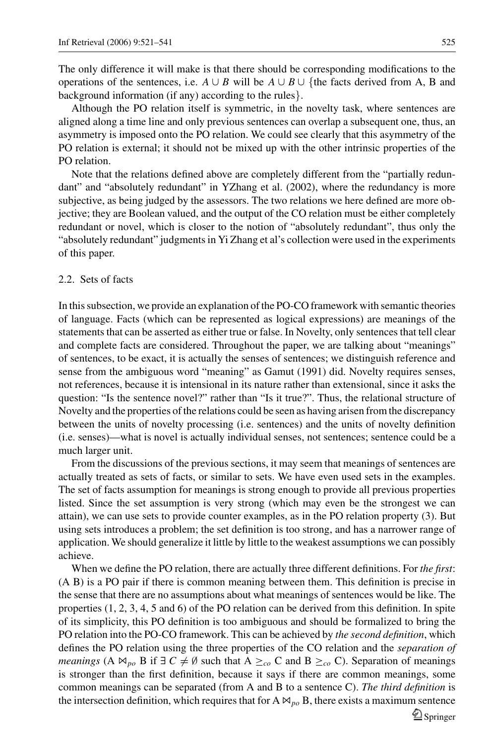The only difference it will make is that there should be corresponding modifications to the operations of the sentences, i.e. $A \cup B$ will be $A \cup B \cup$ {the facts derived from A, B and background information (if any) according to the rules}.

Although the PO relation itself is symmetric, in the novelty task, where sentences are aligned along a time line and only previous sentences can overlap a subsequent one, thus, an asymmetry is imposed onto the PO relation. We could see clearly that this asymmetry of the PO relation is external; it should not be mixed up with the other intrinsic properties of the PO relation.

Note that the relations defined above are completely different from the "partially redundant" and "absolutely redundant" in YZhang et al. (2002), where the redundancy is more subjective, as being judged by the assessors. The two relations we here defined are more objective; they are Boolean valued, and the output of the CO relation must be either completely redundant or novel, which is closer to the notion of "absolutely redundant", thus only the "absolutely redundant" judgments in Yi Zhang et al's collection were used in the experiments of this paper.

### 2.2. Sets of facts

In this subsection, we provide an explanation of the PO-CO framework with semantic theories of language. Facts (which can be represented as logical expressions) are meanings of the statements that can be asserted as either true or false. In Novelty, only sentences that tell clear and complete facts are considered. Throughout the paper, we are talking about "meanings" of sentences, to be exact, it is actually the senses of sentences; we distinguish reference and sense from the ambiguous word "meaning" as Gamut (1991) did. Novelty requires senses, not references, because it is intensional in its nature rather than extensional, since it asks the question: "Is the sentence novel?" rather than "Is it true?". Thus, the relational structure of Novelty and the properties of the relations could be seen as having arisen from the discrepancy between the units of novelty processing (i.e. sentences) and the units of novelty definition (i.e. senses)—what is novel is actually individual senses, not sentences; sentence could be a much larger unit.

From the discussions of the previous sections, it may seem that meanings of sentences are actually treated as sets of facts, or similar to sets. We have even used sets in the examples. The set of facts assumption for meanings is strong enough to provide all previous properties listed. Since the set assumption is very strong (which may even be the strongest we can attain), we can use sets to provide counter examples, as in the PO relation property (3). But using sets introduces a problem; the set definition is too strong, and has a narrower range of application. We should generalize it little by little to the weakest assumptions we can possibly achieve.

When we define the PO relation, there are actually three different definitions. For *the first*: (A B) is a PO pair if there is common meaning between them. This definition is precise in the sense that there are no assumptions about what meanings of sentences would be like. The properties (1, 2, 3, 4, 5 and 6) of the PO relation can be derived from this definition. In spite of its simplicity, this PO definition is too ambiguous and should be formalized to bring the PO relation into the PO-CO framework. This can be achieved by *the second definition*, which defines the PO relation using the three properties of the CO relation and the *separation of meanings* (A $\bowtie_{po}$ B if $\exists\, C \neq \emptyset$ such that A $\geq_{co}$ C and B $\geq_{co}$ C). Separation of meanings is stronger than the first definition, because it says if there are common meanings, some common meanings can be separated (from A and B to a sentence C). *The third definition* is the intersection definition, which requires that for A $\bowtie_{po}$ B, there exists a maximum sentence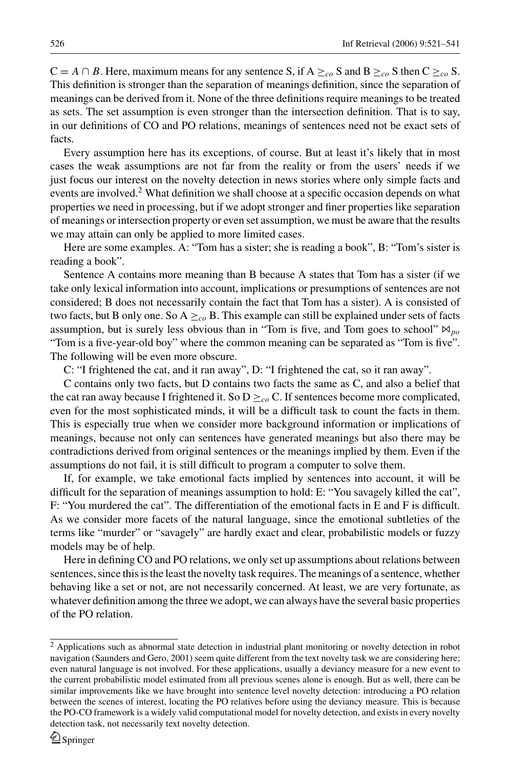$C = A \cap B$. Here, maximum means for any sentence S, if $A \geq_{co} S$ and $B \geq_{co} S$ then $C \geq_{co} S$. This definition is stronger than the separation of meanings definition, since the separation of meanings can be derived from it. None of the three definitions require meanings to be treated as sets. The set assumption is even stronger than the intersection definition. That is to say, in our definitions of CO and PO relations, meanings of sentences need not be exact sets of facts.

Every assumption here has its exceptions, of course. But at least it's likely that in most cases the weak assumptions are not far from the reality or from the users' needs if we just focus our interest on the novelty detection in news stories where only simple facts and events are involved.[2] What definition we shall choose at a specific occasion depends on what properties we need in processing, but if we adopt stronger and finer properties like separation of meanings or intersection property or even set assumption, we must be aware that the results we may attain can only be applied to more limited cases.

Here are some examples. A: "Tom has a sister; she is reading a book", B: "Tom's sister is reading a book".

Sentence A contains more meaning than B because A states that Tom has a sister (if we take only lexical information into account, implications or presumptions of sentences are not considered; B does not necessarily contain the fact that Tom has a sister). A is consisted of two facts, but B only one. So $A \geq_{co} B$. This example can still be explained under sets of facts assumption, but is surely less obvious than in "Tom is five, and Tom goes to school" $\bowtie_{po}$ "Tom is a five-year-old boy" where the common meaning can be separated as "Tom is five". The following will be even more obscure.

C: "I frightened the cat, and it ran away", D: "I frightened the cat, so it ran away".

C contains only two facts, but D contains two facts the same as C, and also a belief that the cat ran away because I frightened it. So $D \geq_{co} C$. If sentences become more complicated, even for the most sophisticated minds, it will be a difficult task to count the facts in them. This is especially true when we consider more background information or implications of meanings, because not only can sentences have generated meanings but also there may be contradictions derived from original sentences or the meanings implied by them. Even if the assumptions do not fail, it is still difficult to program a computer to solve them.

If, for example, we take emotional facts implied by sentences into account, it will be difficult for the separation of meanings assumption to hold: E: "You savagely killed the cat", F: "You murdered the cat". The differentiation of the emotional facts in E and F is difficult. As we consider more facets of the natural language, since the emotional subtleties of the terms like "murder" or "savagely" are hardly exact and clear, probabilistic models or fuzzy models may be of help.

Here in defining CO and PO relations, we only set up assumptions about relations between sentences, since this is the least the novelty task requires. The meanings of a sentence, whether behaving like a set or not, are not necessarily concerned. At least, we are very fortunate, as whatever definition among the three we adopt, we can always have the several basic properties of the PO relation.

---

[2] Applications such as abnormal state detection in industrial plant monitoring or novelty detection in robot navigation (Saunders and Gero, 2001) seem quite different from the text novelty task we are considering here; even natural language is not involved. For these applications, usually a deviancy measure for a new event to the current probabilistic model estimated from all previous scenes alone is enough. But as well, there can be similar improvements like we have brought into sentence level novelty detection: introducing a PO relation between the scenes of interest, locating the PO relatives before using the deviancy measure. This is because the PO-CO framework is a widely valid computational model for novelty detection, and exists in every novelty detection task, not necessarily text novelty detection.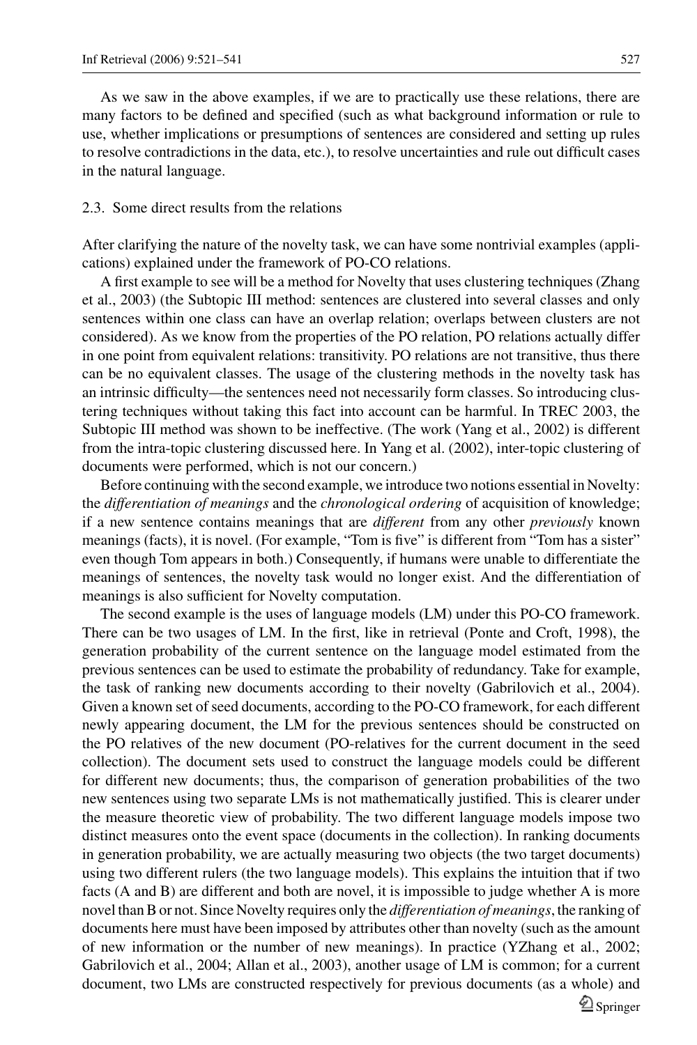As we saw in the above examples, if we are to practically use these relations, there are many factors to be defined and specified (such as what background information or rule to use, whether implications or presumptions of sentences are considered and setting up rules to resolve contradictions in the data, etc.), to resolve uncertainties and rule out difficult cases in the natural language.

### 2.3. Some direct results from the relations

After clarifying the nature of the novelty task, we can have some nontrivial examples (applications) explained under the framework of PO-CO relations.

A first example to see will be a method for Novelty that uses clustering techniques (Zhang et al., 2003) (the Subtopic III method: sentences are clustered into several classes and only sentences within one class can have an overlap relation; overlaps between clusters are not considered). As we know from the properties of the PO relation, PO relations actually differ in one point from equivalent relations: transitivity. PO relations are not transitive, thus there can be no equivalent classes. The usage of the clustering methods in the novelty task has an intrinsic difficulty—the sentences need not necessarily form classes. So introducing clustering techniques without taking this fact into account can be harmful. In TREC 2003, the Subtopic III method was shown to be ineffective. (The work (Yang et al., 2002) is different from the intra-topic clustering discussed here. In Yang et al. (2002), inter-topic clustering of documents were performed, which is not our concern.)

Before continuing with the second example, we introduce two notions essential in Novelty: the *differentiation of meanings* and the *chronological ordering* of acquisition of knowledge; if a new sentence contains meanings that are *different* from any other *previously* known meanings (facts), it is novel. (For example, "Tom is five" is different from "Tom has a sister" even though Tom appears in both.) Consequently, if humans were unable to differentiate the meanings of sentences, the novelty task would no longer exist. And the differentiation of meanings is also sufficient for Novelty computation.

The second example is the uses of language models (LM) under this PO-CO framework. There can be two usages of LM. In the first, like in retrieval (Ponte and Croft, 1998), the generation probability of the current sentence on the language model estimated from the previous sentences can be used to estimate the probability of redundancy. Take for example, the task of ranking new documents according to their novelty (Gabrilovich et al., 2004). Given a known set of seed documents, according to the PO-CO framework, for each different newly appearing document, the LM for the previous sentences should be constructed on the PO relatives of the new document (PO-relatives for the current document in the seed collection). The document sets used to construct the language models could be different for different new documents; thus, the comparison of generation probabilities of the two new sentences using two separate LMs is not mathematically justified. This is clearer under the measure theoretic view of probability. The two different language models impose two distinct measures onto the event space (documents in the collection). In ranking documents in generation probability, we are actually measuring two objects (the two target documents) using two different rulers (the two language models). This explains the intuition that if two facts (A and B) are different and both are novel, it is impossible to judge whether A is more novel than B or not. Since Novelty requires only the *differentiation of meanings*, the ranking of documents here must have been imposed by attributes other than novelty (such as the amount of new information or the number of new meanings). In practice (YZhang et al., 2002; Gabrilovich et al., 2004; Allan et al., 2003), another usage of LM is common; for a current document, two LMs are constructed respectively for previous documents (as a whole) and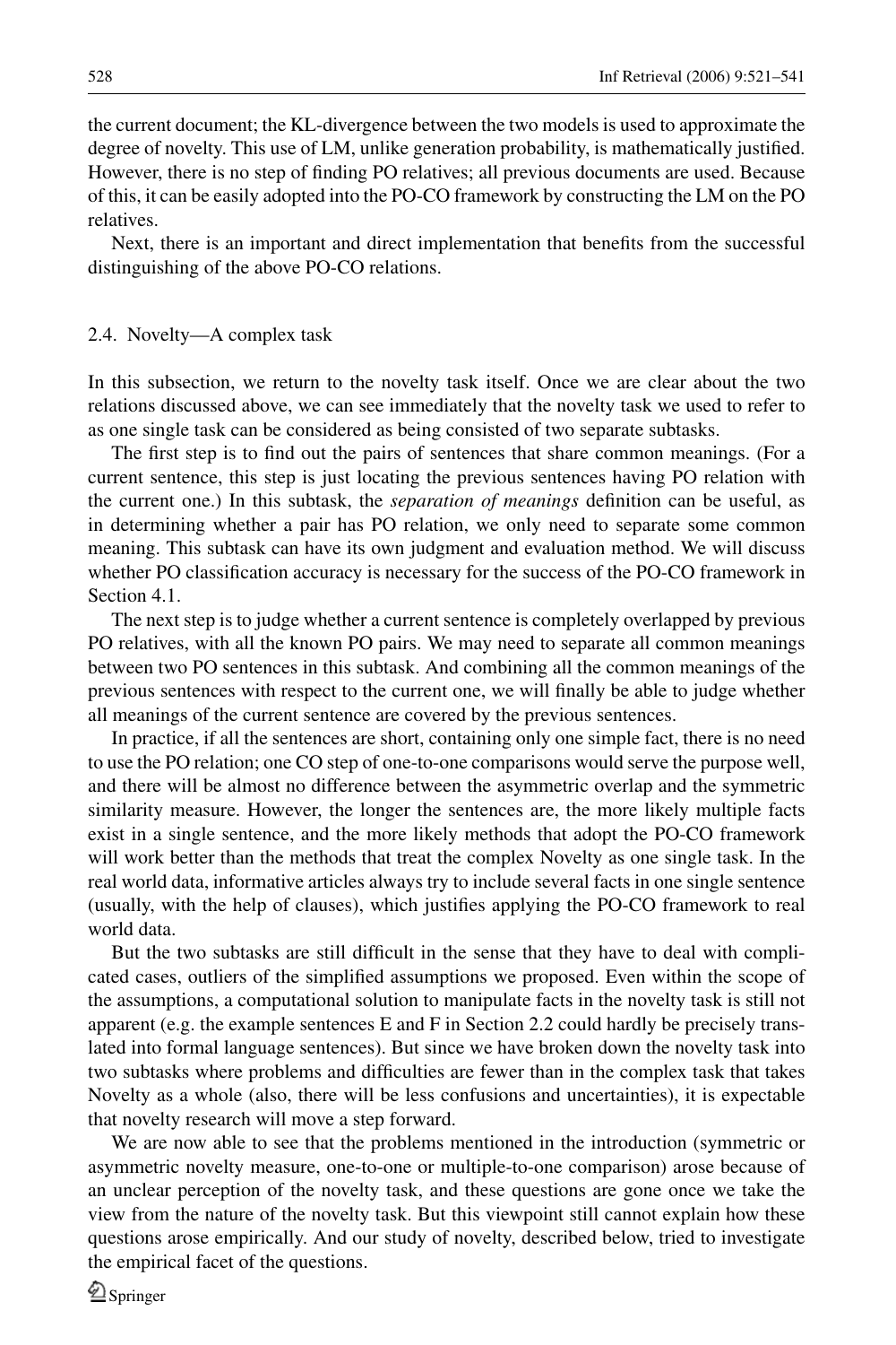the current document; the KL-divergence between the two models is used to approximate the degree of novelty. This use of LM, unlike generation probability, is mathematically justified. However, there is no step of finding PO relatives; all previous documents are used. Because of this, it can be easily adopted into the PO-CO framework by constructing the LM on the PO relatives.

Next, there is an important and direct implementation that benefits from the successful distinguishing of the above PO-CO relations.

### 2.4. Novelty—A complex task

In this subsection, we return to the novelty task itself. Once we are clear about the two relations discussed above, we can see immediately that the novelty task we used to refer to as one single task can be considered as being consisted of two separate subtasks.

The first step is to find out the pairs of sentences that share common meanings. (For a current sentence, this step is just locating the previous sentences having PO relation with the current one.) In this subtask, the *separation of meanings* definition can be useful, as in determining whether a pair has PO relation, we only need to separate some common meaning. This subtask can have its own judgment and evaluation method. We will discuss whether PO classification accuracy is necessary for the success of the PO-CO framework in Section 4.1.

The next step is to judge whether a current sentence is completely overlapped by previous PO relatives, with all the known PO pairs. We may need to separate all common meanings between two PO sentences in this subtask. And combining all the common meanings of the previous sentences with respect to the current one, we will finally be able to judge whether all meanings of the current sentence are covered by the previous sentences.

In practice, if all the sentences are short, containing only one simple fact, there is no need to use the PO relation; one CO step of one-to-one comparisons would serve the purpose well, and there will be almost no difference between the asymmetric overlap and the symmetric similarity measure. However, the longer the sentences are, the more likely multiple facts exist in a single sentence, and the more likely methods that adopt the PO-CO framework will work better than the methods that treat the complex Novelty as one single task. In the real world data, informative articles always try to include several facts in one single sentence (usually, with the help of clauses), which justifies applying the PO-CO framework to real world data.

But the two subtasks are still difficult in the sense that they have to deal with complicated cases, outliers of the simplified assumptions we proposed. Even within the scope of the assumptions, a computational solution to manipulate facts in the novelty task is still not apparent (e.g. the example sentences E and F in Section 2.2 could hardly be precisely translated into formal language sentences). But since we have broken down the novelty task into two subtasks where problems and difficulties are fewer than in the complex task that takes Novelty as a whole (also, there will be less confusions and uncertainties), it is expectable that novelty research will move a step forward.

We are now able to see that the problems mentioned in the introduction (symmetric or asymmetric novelty measure, one-to-one or multiple-to-one comparison) arose because of an unclear perception of the novelty task, and these questions are gone once we take the view from the nature of the novelty task. But this viewpoint still cannot explain how these questions arose empirically. And our study of novelty, described below, tried to investigate the empirical facet of the questions.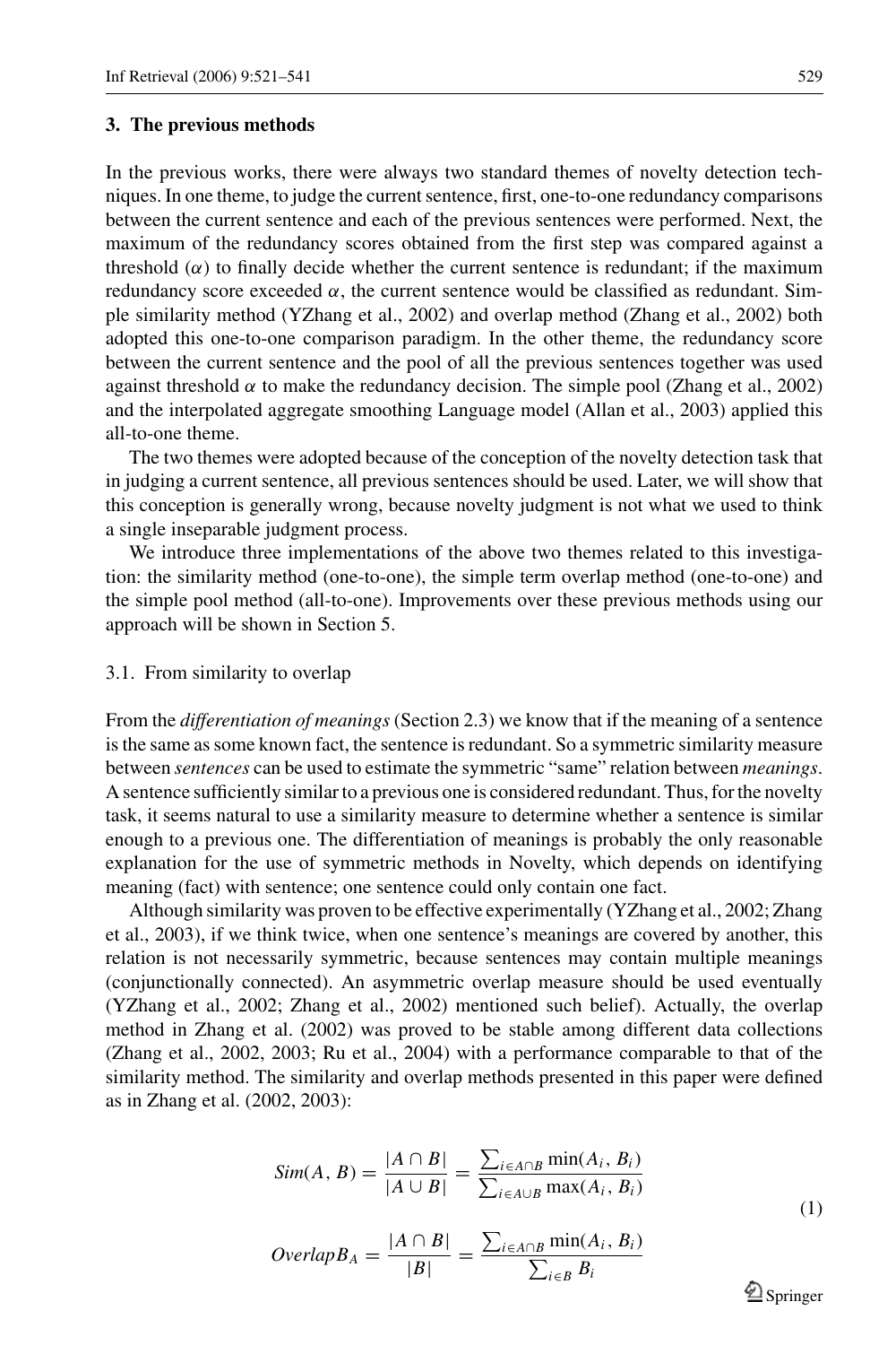## 3. The previous methods

In the previous works, there were always two standard themes of novelty detection techniques. In one theme, to judge the current sentence, first, one-to-one redundancy comparisons between the current sentence and each of the previous sentences were performed. Next, the maximum of the redundancy scores obtained from the first step was compared against a threshold ($\alpha$) to finally decide whether the current sentence is redundant; if the maximum redundancy score exceeded $\alpha$, the current sentence would be classified as redundant. Simple similarity method (YZhang et al., 2002) and overlap method (Zhang et al., 2002) both adopted this one-to-one comparison paradigm. In the other theme, the redundancy score between the current sentence and the pool of all the previous sentences together was used against threshold $\alpha$ to make the redundancy decision. The simple pool (Zhang et al., 2002) and the interpolated aggregate smoothing Language model (Allan et al., 2003) applied this all-to-one theme.

The two themes were adopted because of the conception of the novelty detection task that in judging a current sentence, all previous sentences should be used. Later, we will show that this conception is generally wrong, because novelty judgment is not what we used to think a single inseparable judgment process.

We introduce three implementations of the above two themes related to this investigation: the similarity method (one-to-one), the simple term overlap method (one-to-one) and the simple pool method (all-to-one). Improvements over these previous methods using our approach will be shown in Section 5.

### 3.1. From similarity to overlap

From the *differentiation of meanings* (Section 2.3) we know that if the meaning of a sentence is the same as some known fact, the sentence is redundant. So a symmetric similarity measure between *sentences* can be used to estimate the symmetric "same" relation between *meanings*. A sentence sufficiently similar to a previous one is considered redundant. Thus, for the novelty task, it seems natural to use a similarity measure to determine whether a sentence is similar enough to a previous one. The differentiation of meanings is probably the only reasonable explanation for the use of symmetric methods in Novelty, which depends on identifying meaning (fact) with sentence; one sentence could only contain one fact.

Although similarity was proven to be effective experimentally (YZhang et al., 2002; Zhang et al., 2003), if we think twice, when one sentence's meanings are covered by another, this relation is not necessarily symmetric, because sentences may contain multiple meanings (conjunctionally connected). An asymmetric overlap measure should be used eventually (YZhang et al., 2002; Zhang et al., 2002) mentioned such belief). Actually, the overlap method in Zhang et al. (2002) was proved to be stable among different data collections (Zhang et al., 2002, 2003; Ru et al., 2004) with a performance comparable to that of the similarity method. The similarity and overlap methods presented in this paper were defined as in Zhang et al. (2002, 2003):

$$
\begin{aligned}
Sim(A, B) &= \frac{|A \cap B|}{|A \cup B|} = \frac{\sum_{i \in A \cap B} \min(A_i, B_i)}{\sum_{i \in A \cup B} \max(A_i, B_i)} \\
Overlap B_A &= \frac{|A \cap B|}{|B|} = \frac{\sum_{i \in A \cap B} \min(A_i, B_i)}{\sum_{i \in B} B_i}
\end{aligned}
\tag{1}
$$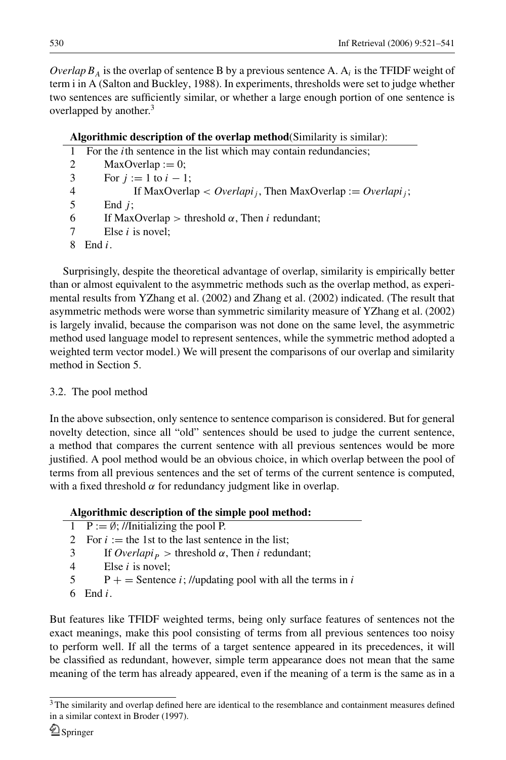$Overlap\, B_A$ is the overlap of sentence B by a previous sentence A. $A_i$ is the TFIDF weight of term i in A (Salton and Buckley, 1988). In experiments, thresholds were set to judge whether two sentences are sufficiently similar, or whether a large enough portion of one sentence is overlapped by another.[3]

**Algorithmic description of the overlap method**(Similarity is similar):

1 For the $i$th sentence in the list which may contain redundancies;
2   MaxOverlap := 0;
3   For $j := 1$ to $i - 1$;
4     If MaxOverlap $< Overlapi_j$, Then MaxOverlap $:= Overlapi_j$;
5   End $j$;
6   If MaxOverlap $>$ threshold $\alpha$, Then $i$ redundant;
7   Else $i$ is novel;
8 End $i$.

Surprisingly, despite the theoretical advantage of overlap, similarity is empirically better than or almost equivalent to the asymmetric methods such as the overlap method, as experimental results from YZhang et al. (2002) and Zhang et al. (2002) indicated. (The result that asymmetric methods were worse than symmetric similarity measure of YZhang et al. (2002) is largely invalid, because the comparison was not done on the same level, the asymmetric method used language model to represent sentences, while the symmetric method adopted a weighted term vector model.) We will present the comparisons of our overlap and similarity method in Section 5.

### 3.2. The pool method

In the above subsection, only sentence to sentence comparison is considered. But for general novelty detection, since all "old" sentences should be used to judge the current sentence, a method that compares the current sentence with all previous sentences would be more justified. A pool method would be an obvious choice, in which overlap between the pool of terms from all previous sentences and the set of terms of the current sentence is computed, with a fixed threshold $\alpha$ for redundancy judgment like in overlap.

**Algorithmic description of the simple pool method:**

1 P := $\emptyset$; //Initializing the pool P.
2 For $i :=$ the 1st to the last sentence in the list;
3   If $Overlapi_P >$ threshold $\alpha$, Then $i$ redundant;
4   Else $i$ is novel;
5   P + = Sentence $i$; //updating pool with all the terms in $i$
6 End $i$.

But features like TFIDF weighted terms, being only surface features of sentences not the exact meanings, make this pool consisting of terms from all previous sentences too noisy to perform well. If all the terms of a target sentence appeared in its precedences, it will be classified as redundant, however, simple term appearance does not mean that the same meaning of the term has already appeared, even if the meaning of a term is the same as in a

[3] The similarity and overlap defined here are identical to the resemblance and containment measures defined in a similar context in Broder (1997).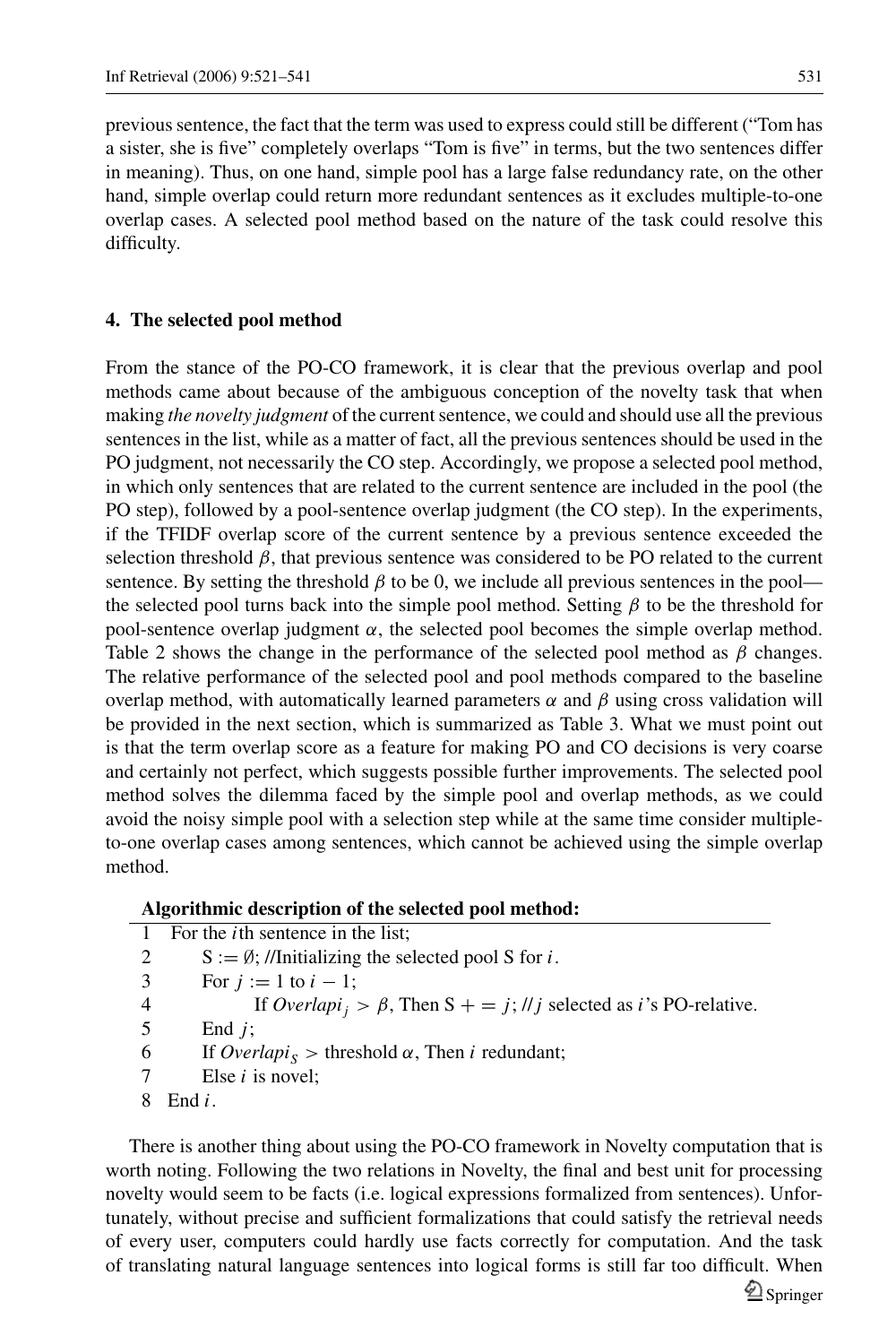previous sentence, the fact that the term was used to express could still be different ("Tom has a sister, she is five" completely overlaps "Tom is five" in terms, but the two sentences differ in meaning). Thus, on one hand, simple pool has a large false redundancy rate, on the other hand, simple overlap could return more redundant sentences as it excludes multiple-to-one overlap cases. A selected pool method based on the nature of the task could resolve this difficulty.

## 4. The selected pool method

From the stance of the PO-CO framework, it is clear that the previous overlap and pool methods came about because of the ambiguous conception of the novelty task that when making *the novelty judgment* of the current sentence, we could and should use all the previous sentences in the list, while as a matter of fact, all the previous sentences should be used in the PO judgment, not necessarily the CO step. Accordingly, we propose a selected pool method, in which only sentences that are related to the current sentence are included in the pool (the PO step), followed by a pool-sentence overlap judgment (the CO step). In the experiments, if the TFIDF overlap score of the current sentence by a previous sentence exceeded the selection threshold $\beta$, that previous sentence was considered to be PO related to the current sentence. By setting the threshold $\beta$ to be 0, we include all previous sentences in the pool—the selected pool turns back into the simple pool method. Setting $\beta$ to be the threshold for pool-sentence overlap judgment $\alpha$, the selected pool becomes the simple overlap method. Table 2 shows the change in the performance of the selected pool method as $\beta$ changes. The relative performance of the selected pool and pool methods compared to the baseline overlap method, with automatically learned parameters $\alpha$ and $\beta$ using cross validation will be provided in the next section, which is summarized as Table 3. What we must point out is that the term overlap score as a feature for making PO and CO decisions is very coarse and certainly not perfect, which suggests possible further improvements. The selected pool method solves the dilemma faced by the simple pool and overlap methods, as we could avoid the noisy simple pool with a selection step while at the same time consider multiple-to-one overlap cases among sentences, which cannot be achieved using the simple overlap method.

**Algorithmic description of the selected pool method:**

1 For the $i$th sentence in the list;
2 $S := \emptyset$; //Initializing the selected pool S for $i$.
3 For $j := 1$ to $i - 1$;
4 If $Overlap i_j > \beta$, Then $S += j$; // $j$ selected as $i$'s PO-relative.
5 End $j$;
6 If $Overlap i_S >$ threshold $\alpha$, Then $i$ redundant;
7 Else $i$ is novel;
8 End $i$.

There is another thing about using the PO-CO framework in Novelty computation that is worth noting. Following the two relations in Novelty, the final and best unit for processing novelty would seem to be facts (i.e. logical expressions formalized from sentences). Unfortunately, without precise and sufficient formalizations that could satisfy the retrieval needs of every user, computers could hardly use facts correctly for computation. And the task of translating natural language sentences into logical forms is still far too difficult. When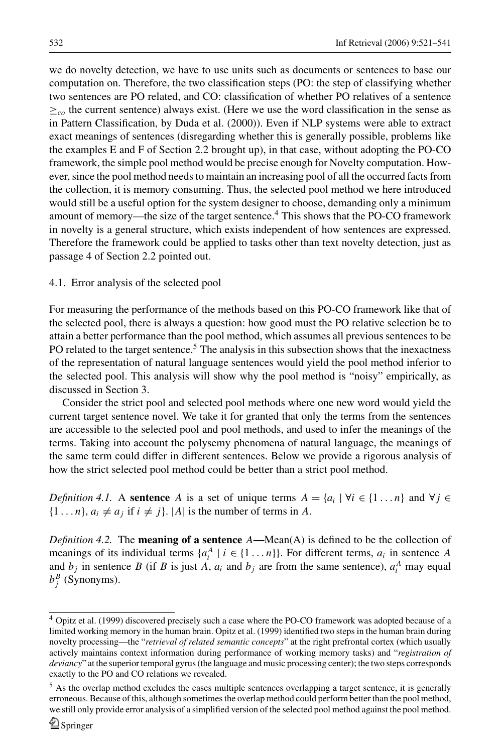we do novelty detection, we have to use units such as documents or sentences to base our computation on. Therefore, the two classification steps (PO: the step of classifying whether two sentences are PO related, and CO: classification of whether PO relatives of a sentence $\geq_{co}$ the current sentence) always exist. (Here we use the word classification in the sense as in Pattern Classification, by Duda et al. (2000)). Even if NLP systems were able to extract exact meanings of sentences (disregarding whether this is generally possible, problems like the examples E and F of Section 2.2 brought up), in that case, without adopting the PO-CO framework, the simple pool method would be precise enough for Novelty computation. However, since the pool method needs to maintain an increasing pool of all the occurred facts from the collection, it is memory consuming. Thus, the selected pool method we here introduced would still be a useful option for the system designer to choose, demanding only a minimum amount of memory—the size of the target sentence.[4] This shows that the PO-CO framework in novelty is a general structure, which exists independent of how sentences are expressed. Therefore the framework could be applied to tasks other than text novelty detection, just as passage 4 of Section 2.2 pointed out.

### 4.1. Error analysis of the selected pool

For measuring the performance of the methods based on this PO-CO framework like that of the selected pool, there is always a question: how good must the PO relative selection be to attain a better performance than the pool method, which assumes all previous sentences to be PO related to the target sentence.[5] The analysis in this subsection shows that the inexactness of the representation of natural language sentences would yield the pool method inferior to the selected pool. This analysis will show why the pool method is "noisy" empirically, as discussed in Section 3.

Consider the strict pool and selected pool methods where one new word would yield the current target sentence novel. We take it for granted that only the terms from the sentences are accessible to the selected pool and pool methods, and used to infer the meanings of the terms. Taking into account the polysemy phenomena of natural language, the meanings of the same term could differ in different sentences. Below we provide a rigorous analysis of how the strict selected pool method could be better than a strict pool method.

*Definition 4.1.* A **sentence** $A$ is a set of unique terms $A = \{a_i \mid \forall i \in \{1 \ldots n\}$ and $\forall j \in \{1 \ldots n\}, a_i \neq a_j$ if $i \neq j\}$. $|A|$ is the number of terms in $A$.

*Definition 4.2.* The **meaning of a sentence** $A$**—**Mean(A) is defined to be the collection of meanings of its individual terms $\{a_i^A \mid i \in \{1 \ldots n\}\}$. For different terms, $a_i$ in sentence $A$ and $b_j$ in sentence $B$ (if $B$ is just $A$, $a_i$ and $b_j$ are from the same sentence), $a_i^A$ may equal $b_j^B$ (Synonyms).

---

[4] Opitz et al. (1999) discovered precisely such a case where the PO-CO framework was adopted because of a limited working memory in the human brain. Opitz et al. (1999) identified two steps in the human brain during novelty processing—the "*retrieval of related semantic concepts*" at the right prefrontal cortex (which usually actively maintains context information during performance of working memory tasks) and "*registration of deviancy*" at the superior temporal gyrus (the language and music processing center); the two steps corresponds exactly to the PO and CO relations we revealed.

[5] As the overlap method excludes the cases multiple sentences overlapping a target sentence, it is generally erroneous. Because of this, although sometimes the overlap method could perform better than the pool method, we still only provide error analysis of a simplified version of the selected pool method against the pool method.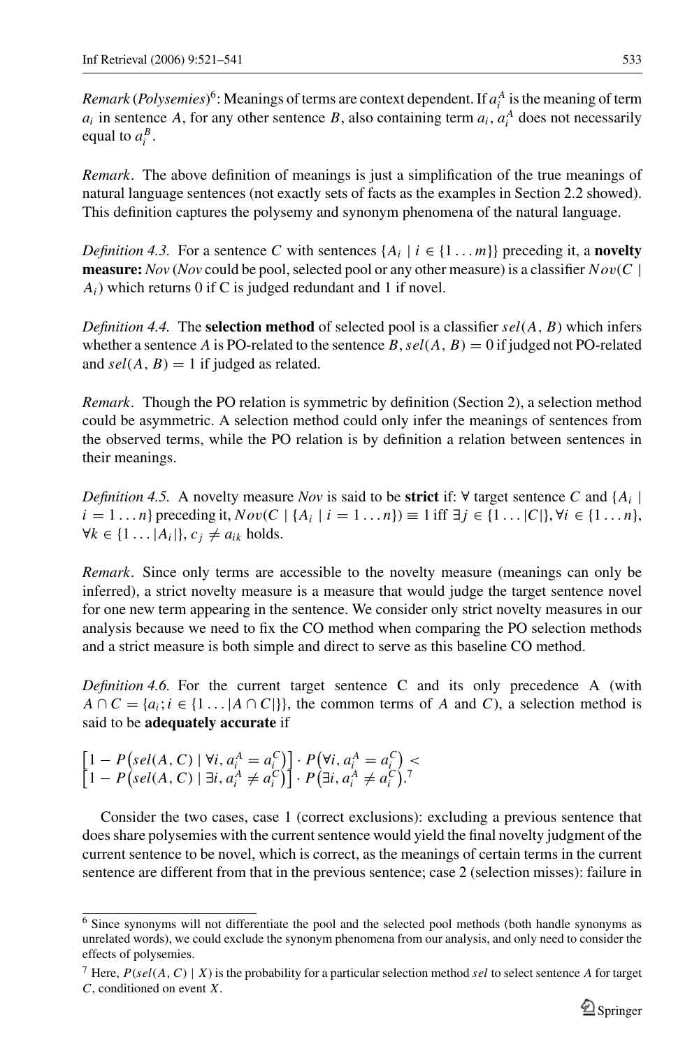*Remark* (*Polysemies*)[6]: Meanings of terms are context dependent. If $a_i^A$ is the meaning of term $a_i$ in sentence $A$, for any other sentence $B$, also containing term $a_i$, $a_i^A$ does not necessarily equal to $a_i^B$.

*Remark*. The above definition of meanings is just a simplification of the true meanings of natural language sentences (not exactly sets of facts as the examples in Section 2.2 showed). This definition captures the polysemy and synonym phenomena of the natural language.

*Definition 4.3.* For a sentence $C$ with sentences $\{A_i \mid i \in \{1 \dots m\}\}$ preceding it, a **novelty measure:** *Nov* (*Nov* could be pool, selected pool or any other measure) is a classifier $Nov(C \mid A_i)$ which returns 0 if C is judged redundant and 1 if novel.

*Definition 4.4.* The **selection method** of selected pool is a classifier $sel(A, B)$ which infers whether a sentence $A$ is PO-related to the sentence $B$, $sel(A, B) = 0$ if judged not PO-related and $sel(A, B) = 1$ if judged as related.

*Remark*. Though the PO relation is symmetric by definition (Section 2), a selection method could be asymmetric. A selection method could only infer the meanings of sentences from the observed terms, while the PO relation is by definition a relation between sentences in their meanings.

*Definition 4.5.* A novelty measure *Nov* is said to be **strict** if: $\forall$ target sentence $C$ and $\{A_i \mid i = 1 \dots n\}$ preceding it, $Nov(C \mid \{A_i \mid i = 1 \dots n\}) \equiv 1$ iff $\exists j \in \{1 \dots |C|\}, \forall i \in \{1 \dots n\}, \forall k \in \{1 \dots |A_i|\}, c_j \neq a_{ik}$ holds.

*Remark*. Since only terms are accessible to the novelty measure (meanings can only be inferred), a strict novelty measure is a measure that would judge the target sentence novel for one new term appearing in the sentence. We consider only strict novelty measures in our analysis because we need to fix the CO method when comparing the PO selection methods and a strict measure is both simple and direct to serve as this baseline CO method.

*Definition 4.6.* For the current target sentence C and its only precedence A (with $A \cap C = \{a_i; i \in \{1 \dots |A \cap C|\}\}$, the common terms of $A$ and $C$), a selection method is said to be **adequately accurate** if

$$\left[1 - P\left(sel(A, C) \mid \forall i, a_i^A = a_i^C\right)\right] \cdot P\left(\forall i, a_i^A = a_i^C\right) < \left[1 - P\left(sel(A, C) \mid \exists i, a_i^A \neq a_i^C\right)\right] \cdot P\left(\exists i, a_i^A \neq a_i^C\right).^{7}$$

Consider the two cases, case 1 (correct exclusions): excluding a previous sentence that does share polysemies with the current sentence would yield the final novelty judgment of the current sentence to be novel, which is correct, as the meanings of certain terms in the current sentence are different from that in the previous sentence; case 2 (selection misses): failure in

[6] Since synonyms will not differentiate the pool and the selected pool methods (both handle synonyms as unrelated words), we could exclude the synonym phenomena from our analysis, and only need to consider the effects of polysemies.

[7] Here, $P(sel(A, C) \mid X)$ is the probability for a particular selection method *sel* to select sentence $A$ for target $C$, conditioned on event $X$.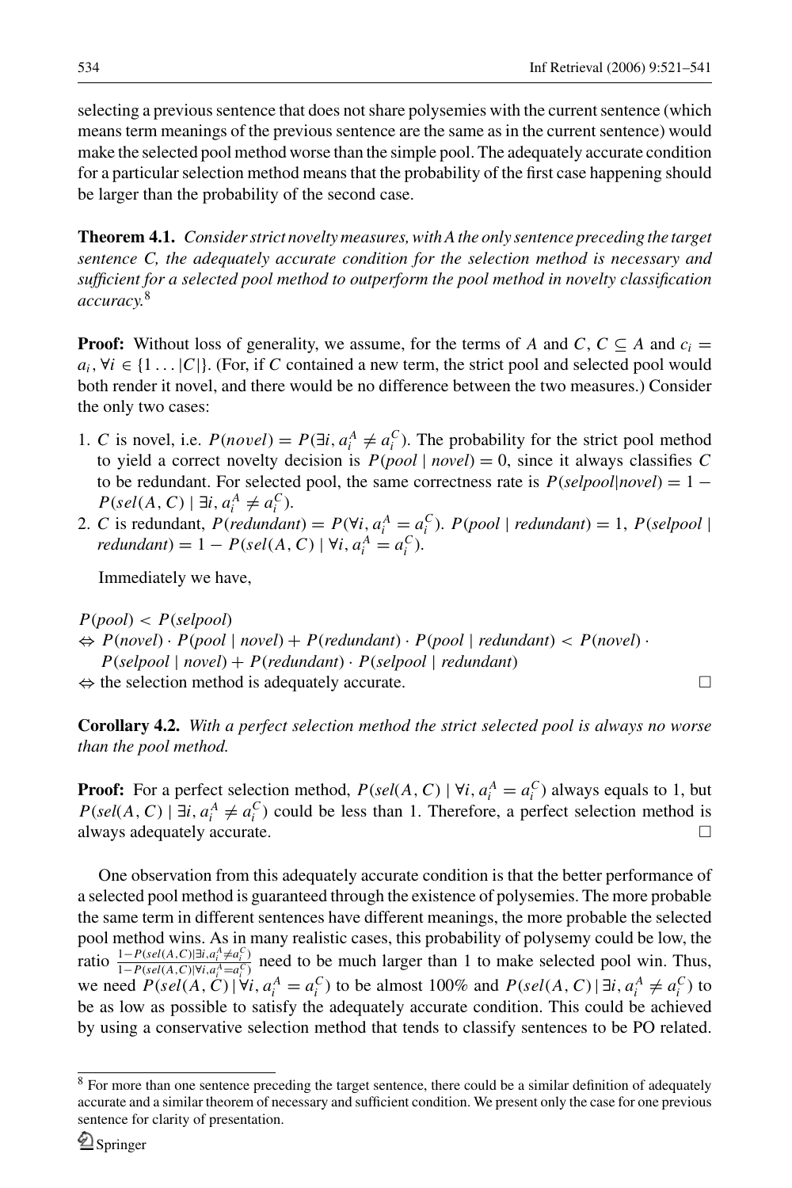selecting a previous sentence that does not share polysemies with the current sentence (which means term meanings of the previous sentence are the same as in the current sentence) would make the selected pool method worse than the simple pool. The adequately accurate condition for a particular selection method means that the probability of the first case happening should be larger than the probability of the second case.

**Theorem 4.1.** *Consider strict novelty measures, with A the only sentence preceding the target sentence C, the adequately accurate condition for the selection method is necessary and sufficient for a selected pool method to outperform the pool method in novelty classification accuracy.*[8]

**Proof:** Without loss of generality, we assume, for the terms of $A$ and $C$, $C \subseteq A$ and $c_i = a_i, \forall i \in \{1 \ldots |C|\}$. (For, if $C$ contained a new term, the strict pool and selected pool would both render it novel, and there would be no difference between the two measures.) Consider the only two cases:

1. $C$ is novel, i.e. $P(novel) = P(\exists i, a_i^A \neq a_i^C)$. The probability for the strict pool method to yield a correct novelty decision is $P(pool \mid novel) = 0$, since it always classifies $C$ to be redundant. For selected pool, the same correctness rate is $P(selpool|novel) = 1 - P(sel(A, C) \mid \exists i, a_i^A \neq a_i^C)$.
2. $C$ is redundant, $P(redundant) = P(\forall i, a_i^A = a_i^C)$. $P(pool \mid redundant) = 1$, $P(selpool \mid redundant) = 1 - P(sel(A, C) \mid \forall i, a_i^A = a_i^C)$.

Immediately we have,

$P(pool) < P(selpool)$
$\Leftrightarrow P(novel) \cdot P(pool \mid novel) + P(redundant) \cdot P(pool \mid redundant) < P(novel) \cdot P(selpool \mid novel) + P(redundant) \cdot P(selpool \mid redundant)$
$\Leftrightarrow$ the selection method is adequately accurate. □

**Corollary 4.2.** *With a perfect selection method the strict selected pool is always no worse than the pool method.*

**Proof:** For a perfect selection method, $P(sel(A, C) \mid \forall i, a_i^A = a_i^C)$ always equals to 1, but $P(sel(A, C) \mid \exists i, a_i^A \neq a_i^C)$ could be less than 1. Therefore, a perfect selection method is always adequately accurate. □

One observation from this adequately accurate condition is that the better performance of a selected pool method is guaranteed through the existence of polysemies. The more probable the same term in different sentences have different meanings, the more probable the selected pool method wins. As in many realistic cases, this probability of polysemy could be low, the ratio $\frac{1-P(sel(A,C)|\exists i, a_i^A \neq a_i^C)}{1-P(sel(A,C)|\forall i, a_i^A = a_i^C)}$ need to be much larger than 1 to make selected pool win. Thus, we need $P(sel(A, C) \mid \forall i, a_i^A = a_i^C)$ to be almost 100% and $P(sel(A, C) \mid \exists i, a_i^A \neq a_i^C)$ to be as low as possible to satisfy the adequately accurate condition. This could be achieved by using a conservative selection method that tends to classify sentences to be PO related.

[8] For more than one sentence preceding the target sentence, there could be a similar definition of adequately accurate and a similar theorem of necessary and sufficient condition. We present only the case for one previous sentence for clarity of presentation.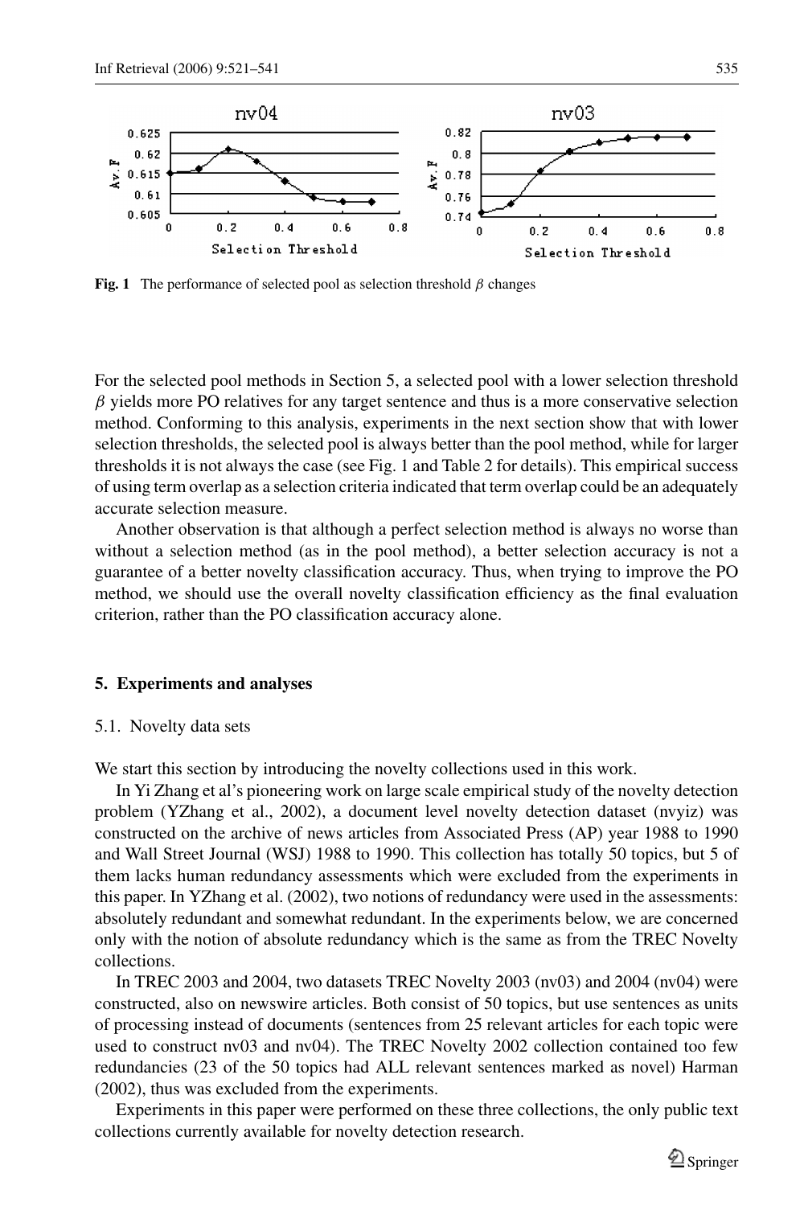**Fig. 1** The performance of selected pool as selection threshold $\beta$ changes

For the selected pool methods in Section 5, a selected pool with a lower selection threshold $\beta$ yields more PO relatives for any target sentence and thus is a more conservative selection method. Conforming to this analysis, experiments in the next section show that with lower selection thresholds, the selected pool is always better than the pool method, while for larger thresholds it is not always the case (see Fig. 1 and Table 2 for details). This empirical success of using term overlap as a selection criteria indicated that term overlap could be an adequately accurate selection measure.

Another observation is that although a perfect selection method is always no worse than without a selection method (as in the pool method), a better selection accuracy is not a guarantee of a better novelty classification accuracy. Thus, when trying to improve the PO method, we should use the overall novelty classification efficiency as the final evaluation criterion, rather than the PO classification accuracy alone.

## 5. Experiments and analyses

### 5.1. Novelty data sets

We start this section by introducing the novelty collections used in this work.

In Yi Zhang et al's pioneering work on large scale empirical study of the novelty detection problem (YZhang et al., 2002), a document level novelty detection dataset (nvyiz) was constructed on the archive of news articles from Associated Press (AP) year 1988 to 1990 and Wall Street Journal (WSJ) 1988 to 1990. This collection has totally 50 topics, but 5 of them lacks human redundancy assessments which were excluded from the experiments in this paper. In YZhang et al. (2002), two notions of redundancy were used in the assessments: absolutely redundant and somewhat redundant. In the experiments below, we are concerned only with the notion of absolute redundancy which is the same as from the TREC Novelty collections.

In TREC 2003 and 2004, two datasets TREC Novelty 2003 (nv03) and 2004 (nv04) were constructed, also on newswire articles. Both consist of 50 topics, but use sentences as units of processing instead of documents (sentences from 25 relevant articles for each topic were used to construct nv03 and nv04). The TREC Novelty 2002 collection contained too few redundancies (23 of the 50 topics had ALL relevant sentences marked as novel) Harman (2002), thus was excluded from the experiments.

Experiments in this paper were performed on these three collections, the only public text collections currently available for novelty detection research.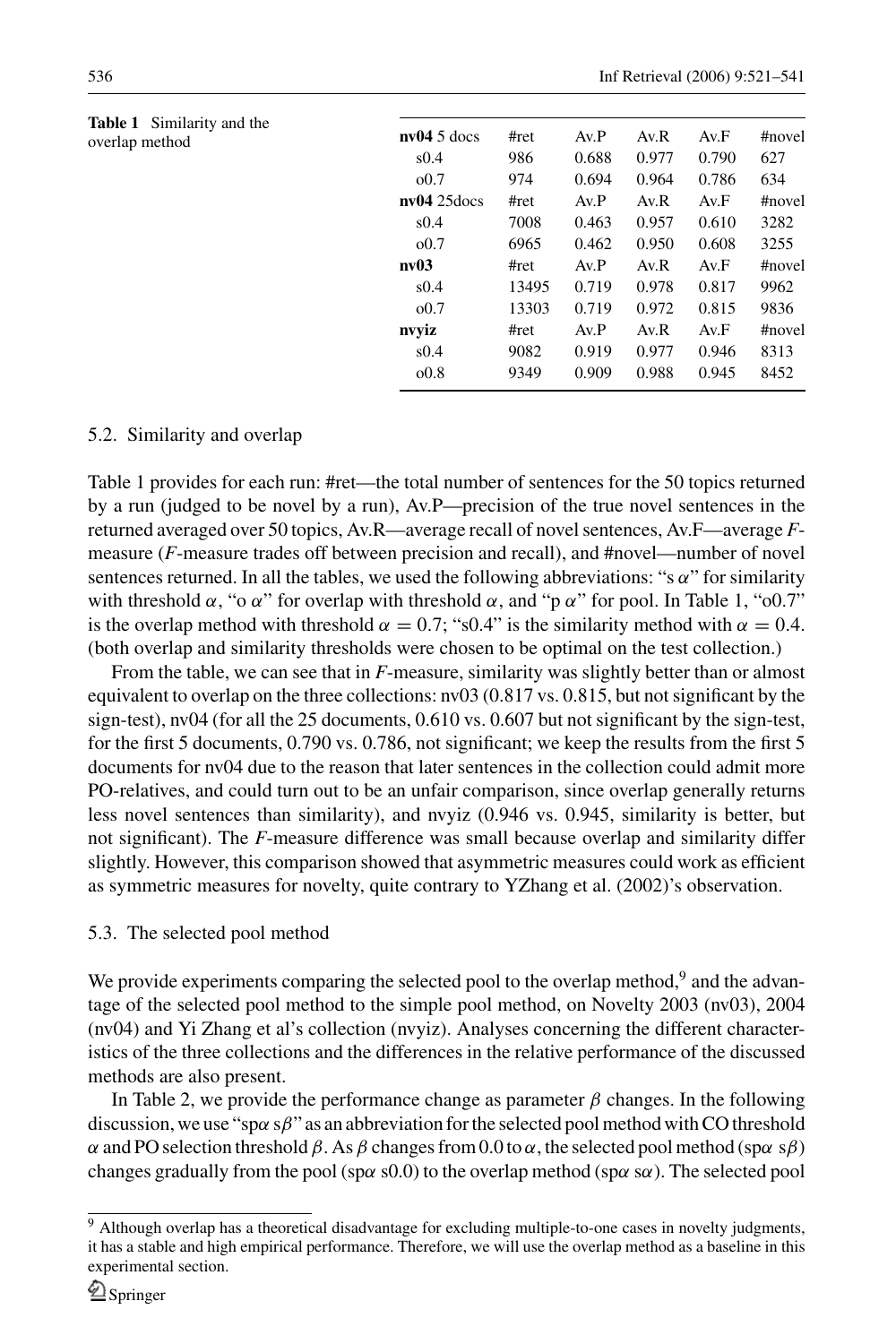**Table 1** Similarity and the overlap method

| **nv04** 5 docs | #ret | Av.P | Av.R | Av.F | #novel |
|---|---|---|---|---|---|
| s0.4 | 986 | 0.688 | 0.977 | 0.790 | 627 |
| o0.7 | 974 | 0.694 | 0.964 | 0.786 | 634 |
| **nv04** 25docs | #ret | Av.P | Av.R | Av.F | #novel |
| s0.4 | 7008 | 0.463 | 0.957 | 0.610 | 3282 |
| o0.7 | 6965 | 0.462 | 0.950 | 0.608 | 3255 |
| **nv03** | #ret | Av.P | Av.R | Av.F | #novel |
| s0.4 | 13495 | 0.719 | 0.978 | 0.817 | 9962 |
| o0.7 | 13303 | 0.719 | 0.972 | 0.815 | 9836 |
| **nvyiz** | #ret | Av.P | Av.R | Av.F | #novel |
| s0.4 | 9082 | 0.919 | 0.977 | 0.946 | 8313 |
| o0.8 | 9349 | 0.909 | 0.988 | 0.945 | 8452 |

### 5.2. Similarity and overlap

Table 1 provides for each run: #ret—the total number of sentences for the 50 topics returned by a run (judged to be novel by a run), Av.P—precision of the true novel sentences in the returned averaged over 50 topics, Av.R—average recall of novel sentences, Av.F—average *F*-measure (*F*-measure trades off between precision and recall), and #novel—number of novel sentences returned. In all the tables, we used the following abbreviations: "s $\alpha$" for similarity with threshold $\alpha$, "o $\alpha$" for overlap with threshold $\alpha$, and "p $\alpha$" for pool. In Table 1, "o0.7" is the overlap method with threshold $\alpha = 0.7$; "s0.4" is the similarity method with $\alpha = 0.4$. (both overlap and similarity thresholds were chosen to be optimal on the test collection.)

From the table, we can see that in *F*-measure, similarity was slightly better than or almost equivalent to overlap on the three collections: nv03 (0.817 vs. 0.815, but not significant by the sign-test), nv04 (for all the 25 documents, 0.610 vs. 0.607 but not significant by the sign-test, for the first 5 documents, 0.790 vs. 0.786, not significant; we keep the results from the first 5 documents for nv04 due to the reason that later sentences in the collection could admit more PO-relatives, and could turn out to be an unfair comparison, since overlap generally returns less novel sentences than similarity), and nvyiz (0.946 vs. 0.945, similarity is better, but not significant). The *F*-measure difference was small because overlap and similarity differ slightly. However, this comparison showed that asymmetric measures could work as efficient as symmetric measures for novelty, quite contrary to YZhang et al. (2002)'s observation.

### 5.3. The selected pool method

We provide experiments comparing the selected pool to the overlap method,[9] and the advantage of the selected pool method to the simple pool method, on Novelty 2003 (nv03), 2004 (nv04) and Yi Zhang et al's collection (nvyiz). Analyses concerning the different characteristics of the three collections and the differences in the relative performance of the discussed methods are also present.

In Table 2, we provide the performance change as parameter $\beta$ changes. In the following discussion, we use "sp$\alpha$ s$\beta$" as an abbreviation for the selected pool method with CO threshold $\alpha$ and PO selection threshold $\beta$. As $\beta$ changes from 0.0 to $\alpha$, the selected pool method (sp$\alpha$ s$\beta$) changes gradually from the pool (sp$\alpha$ s0.0) to the overlap method (sp$\alpha$ s$\alpha$). The selected pool

[9] Although overlap has a theoretical disadvantage for excluding multiple-to-one cases in novelty judgments, it has a stable and high empirical performance. Therefore, we will use the overlap method as a baseline in this experimental section.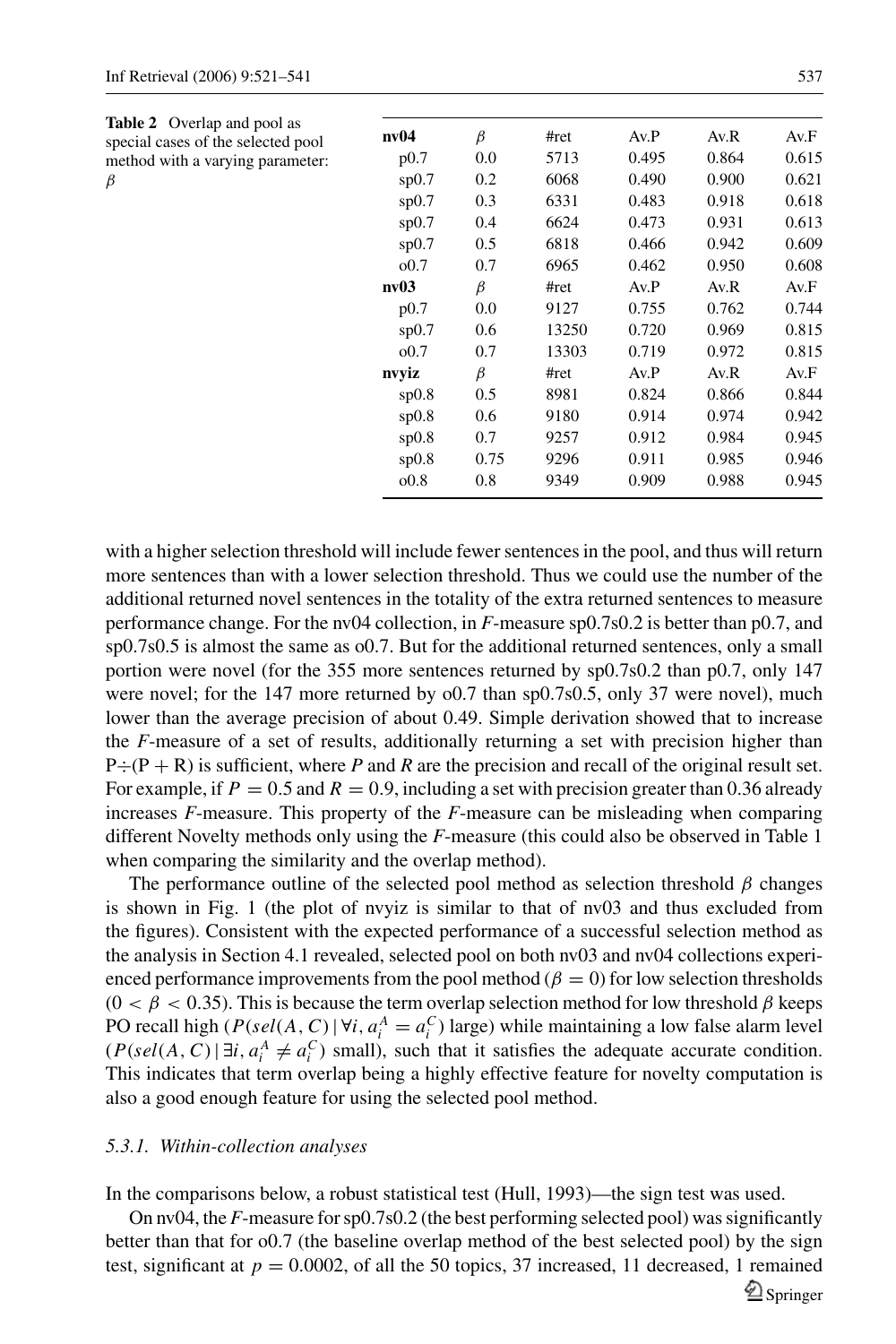**Table 2** Overlap and pool as special cases of the selected pool method with a varying parameter: $\beta$

| **nv04** | $\beta$ | #ret | Av.P | Av.R | Av.F |
|---|---|---|---|---|---|
| p0.7 | 0.0 | 5713 | 0.495 | 0.864 | 0.615 |
| sp0.7 | 0.2 | 6068 | 0.490 | 0.900 | 0.621 |
| sp0.7 | 0.3 | 6331 | 0.483 | 0.918 | 0.618 |
| sp0.7 | 0.4 | 6624 | 0.473 | 0.931 | 0.613 |
| sp0.7 | 0.5 | 6818 | 0.466 | 0.942 | 0.609 |
| o0.7 | 0.7 | 6965 | 0.462 | 0.950 | 0.608 |
| **nv03** | $\beta$ | #ret | Av.P | Av.R | Av.F |
| p0.7 | 0.0 | 9127 | 0.755 | 0.762 | 0.744 |
| sp0.7 | 0.6 | 13250 | 0.720 | 0.969 | 0.815 |
| o0.7 | 0.7 | 13303 | 0.719 | 0.972 | 0.815 |
| **nvyiz** | $\beta$ | #ret | Av.P | Av.R | Av.F |
| sp0.8 | 0.5 | 8981 | 0.824 | 0.866 | 0.844 |
| sp0.8 | 0.6 | 9180 | 0.914 | 0.974 | 0.942 |
| sp0.8 | 0.7 | 9257 | 0.912 | 0.984 | 0.945 |
| sp0.8 | 0.75 | 9296 | 0.911 | 0.985 | 0.946 |
| o0.8 | 0.8 | 9349 | 0.909 | 0.988 | 0.945 |

with a higher selection threshold will include fewer sentences in the pool, and thus will return more sentences than with a lower selection threshold. Thus we could use the number of the additional returned novel sentences in the totality of the extra returned sentences to measure performance change. For the nv04 collection, in *F*-measure sp0.7s0.2 is better than p0.7, and sp0.7s0.5 is almost the same as o0.7. But for the additional returned sentences, only a small portion were novel (for the 355 more sentences returned by sp0.7s0.2 than p0.7, only 147 were novel; for the 147 more returned by o0.7 than sp0.7s0.5, only 37 were novel), much lower than the average precision of about 0.49. Simple derivation showed that to increase the *F*-measure of a set of results, additionally returning a set with precision higher than $P \div (P + R)$ is sufficient, where *P* and *R* are the precision and recall of the original result set. For example, if $P = 0.5$ and $R = 0.9$, including a set with precision greater than 0.36 already increases *F*-measure. This property of the *F*-measure can be misleading when comparing different Novelty methods only using the *F*-measure (this could also be observed in Table 1 when comparing the similarity and the overlap method).

The performance outline of the selected pool method as selection threshold $\beta$ changes is shown in Fig. 1 (the plot of nvyiz is similar to that of nv03 and thus excluded from the figures). Consistent with the expected performance of a successful selection method as the analysis in Section 4.1 revealed, selected pool on both nv03 and nv04 collections experienced performance improvements from the pool method ($\beta = 0$) for low selection thresholds ($0 < \beta < 0.35$). This is because the term overlap selection method for low threshold $\beta$ keeps PO recall high ($P(sel(A, C) \mid \forall i, a_i^A = a_i^C)$ large) while maintaining a low false alarm level ($P(sel(A, C) \mid \exists i, a_i^A \neq a_i^C)$ small), such that it satisfies the adequate accurate condition. This indicates that term overlap being a highly effective feature for novelty computation is also a good enough feature for using the selected pool method.

### 5.3.1. Within-collection analyses

In the comparisons below, a robust statistical test (Hull, 1993)—the sign test was used.

On nv04, the *F*-measure for sp0.7s0.2 (the best performing selected pool) was significantly better than that for o0.7 (the baseline overlap method of the best selected pool) by the sign test, significant at $p = 0.0002$, of all the 50 topics, 37 increased, 11 decreased, 1 remained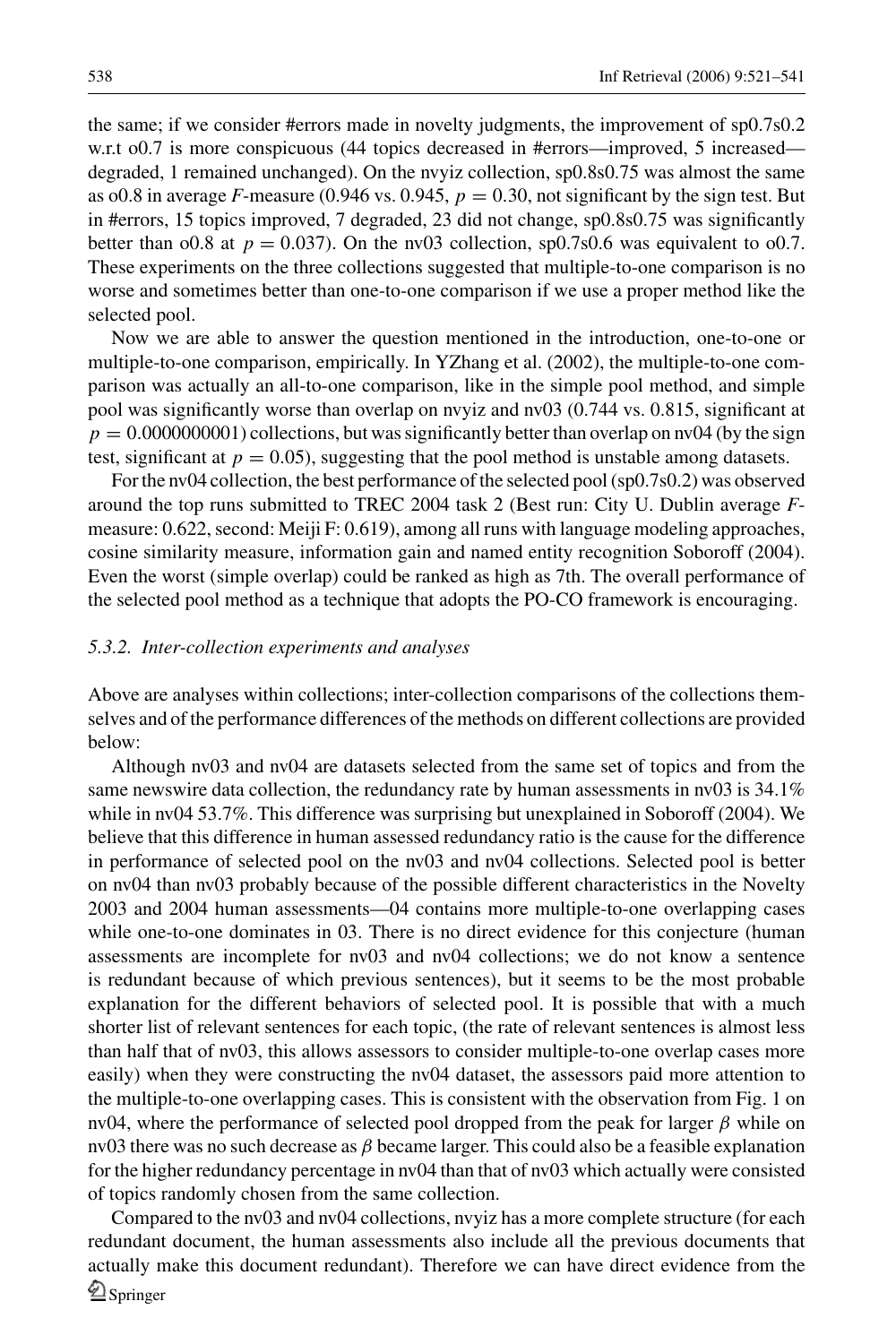the same; if we consider #errors made in novelty judgments, the improvement of sp0.7s0.2 w.r.t o0.7 is more conspicuous (44 topics decreased in #errors—improved, 5 increased—degraded, 1 remained unchanged). On the nvyiz collection, sp0.8s0.75 was almost the same as o0.8 in average *F*-measure (0.946 vs. 0.945, $p = 0.30$, not significant by the sign test. But in #errors, 15 topics improved, 7 degraded, 23 did not change, sp0.8s0.75 was significantly better than o0.8 at $p = 0.037$). On the nv03 collection, sp0.7s0.6 was equivalent to o0.7. These experiments on the three collections suggested that multiple-to-one comparison is no worse and sometimes better than one-to-one comparison if we use a proper method like the selected pool.

Now we are able to answer the question mentioned in the introduction, one-to-one or multiple-to-one comparison, empirically. In YZhang et al. (2002), the multiple-to-one comparison was actually an all-to-one comparison, like in the simple pool method, and simple pool was significantly worse than overlap on nvyiz and nv03 (0.744 vs. 0.815, significant at $p = 0.0000000001$) collections, but was significantly better than overlap on nv04 (by the sign test, significant at $p = 0.05$), suggesting that the pool method is unstable among datasets.

For the nv04 collection, the best performance of the selected pool (sp0.7s0.2) was observed around the top runs submitted to TREC 2004 task 2 (Best run: City U. Dublin average *F*-measure: 0.622, second: Meiji F: 0.619), among all runs with language modeling approaches, cosine similarity measure, information gain and named entity recognition Soboroff (2004). Even the worst (simple overlap) could be ranked as high as 7th. The overall performance of the selected pool method as a technique that adopts the PO-CO framework is encouraging.

### *5.3.2. Inter-collection experiments and analyses*

Above are analyses within collections; inter-collection comparisons of the collections themselves and of the performance differences of the methods on different collections are provided below:

Although nv03 and nv04 are datasets selected from the same set of topics and from the same newswire data collection, the redundancy rate by human assessments in nv03 is 34.1% while in nv04 53.7%. This difference was surprising but unexplained in Soboroff (2004). We believe that this difference in human assessed redundancy ratio is the cause for the difference in performance of selected pool on the nv03 and nv04 collections. Selected pool is better on nv04 than nv03 probably because of the possible different characteristics in the Novelty 2003 and 2004 human assessments—04 contains more multiple-to-one overlapping cases while one-to-one dominates in 03. There is no direct evidence for this conjecture (human assessments are incomplete for nv03 and nv04 collections; we do not know a sentence is redundant because of which previous sentences), but it seems to be the most probable explanation for the different behaviors of selected pool. It is possible that with a much shorter list of relevant sentences for each topic, (the rate of relevant sentences is almost less than half that of nv03, this allows assessors to consider multiple-to-one overlap cases more easily) when they were constructing the nv04 dataset, the assessors paid more attention to the multiple-to-one overlapping cases. This is consistent with the observation from Fig. 1 on nv04, where the performance of selected pool dropped from the peak for larger $\beta$ while on nv03 there was no such decrease as $\beta$ became larger. This could also be a feasible explanation for the higher redundancy percentage in nv04 than that of nv03 which actually were consisted of topics randomly chosen from the same collection.

Compared to the nv03 and nv04 collections, nvyiz has a more complete structure (for each redundant document, the human assessments also include all the previous documents that actually make this document redundant). Therefore we can have direct evidence from the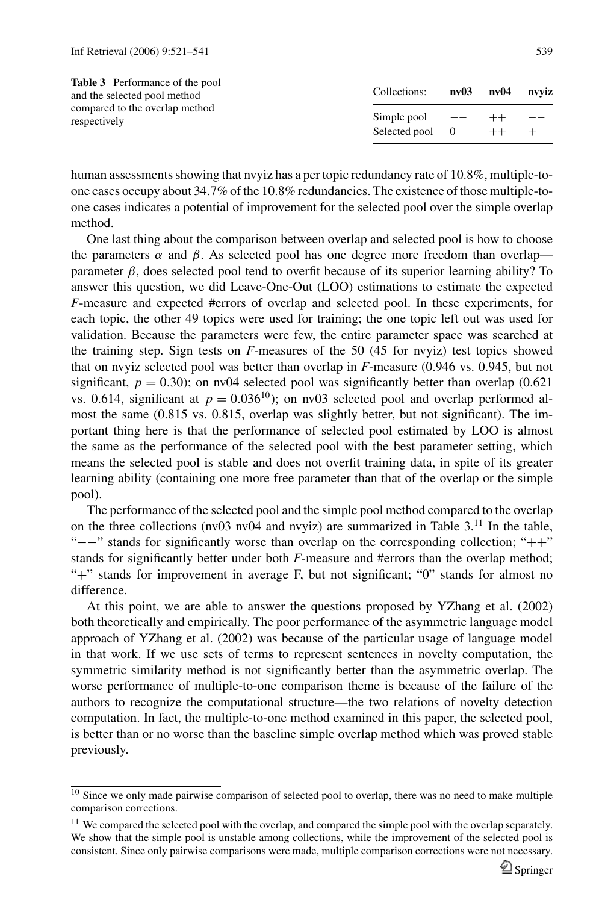**Table 3** Performance of the pool and the selected pool method compared to the overlap method respectively

| Collections: | **nv03** | **nv04** | **nvyiz** |
|---|---|---|---|
| Simple pool | −− | ++ | −− |
| Selected pool | 0 | ++ | + |

human assessments showing that nvyiz has a per topic redundancy rate of 10.8%, multiple-to-one cases occupy about 34.7% of the 10.8% redundancies. The existence of those multiple-to-one cases indicates a potential of improvement for the selected pool over the simple overlap method.

One last thing about the comparison between overlap and selected pool is how to choose the parameters $\alpha$ and $\beta$. As selected pool has one degree more freedom than overlap—parameter $\beta$, does selected pool tend to overfit because of its superior learning ability? To answer this question, we did Leave-One-Out (LOO) estimations to estimate the expected *F*-measure and expected #errors of overlap and selected pool. In these experiments, for each topic, the other 49 topics were used for training; the one topic left out was used for validation. Because the parameters were few, the entire parameter space was searched at the training step. Sign tests on *F*-measures of the 50 (45 for nvyiz) test topics showed that on nvyiz selected pool was better than overlap in *F*-measure (0.946 vs. 0.945, but not significant, $p = 0.30$); on nv04 selected pool was significantly better than overlap (0.621 vs. 0.614, significant at $p = 0.036$[10]); on nv03 selected pool and overlap performed almost the same (0.815 vs. 0.815, overlap was slightly better, but not significant). The important thing here is that the performance of selected pool estimated by LOO is almost the same as the performance of the selected pool with the best parameter setting, which means the selected pool is stable and does not overfit training data, in spite of its greater learning ability (containing one more free parameter than that of the overlap or the simple pool).

The performance of the selected pool and the simple pool method compared to the overlap on the three collections (nv03 nv04 and nvyiz) are summarized in Table 3.[11] In the table, "−−" stands for significantly worse than overlap on the corresponding collection; "++" stands for significantly better under both *F*-measure and #errors than the overlap method; "+" stands for improvement in average F, but not significant; "0" stands for almost no difference.

At this point, we are able to answer the questions proposed by YZhang et al. (2002) both theoretically and empirically. The poor performance of the asymmetric language model approach of YZhang et al. (2002) was because of the particular usage of language model in that work. If we use sets of terms to represent sentences in novelty computation, the symmetric similarity method is not significantly better than the asymmetric overlap. The worse performance of multiple-to-one comparison theme is because of the failure of the authors to recognize the computational structure—the two relations of novelty detection computation. In fact, the multiple-to-one method examined in this paper, the selected pool, is better than or no worse than the baseline simple overlap method which was proved stable previously.

---

[10] Since we only made pairwise comparison of selected pool to overlap, there was no need to make multiple comparison corrections.

[11] We compared the selected pool with the overlap, and compared the simple pool with the overlap separately. We show that the simple pool is unstable among collections, while the improvement of the selected pool is consistent. Since only pairwise comparisons were made, multiple comparison corrections were not necessary.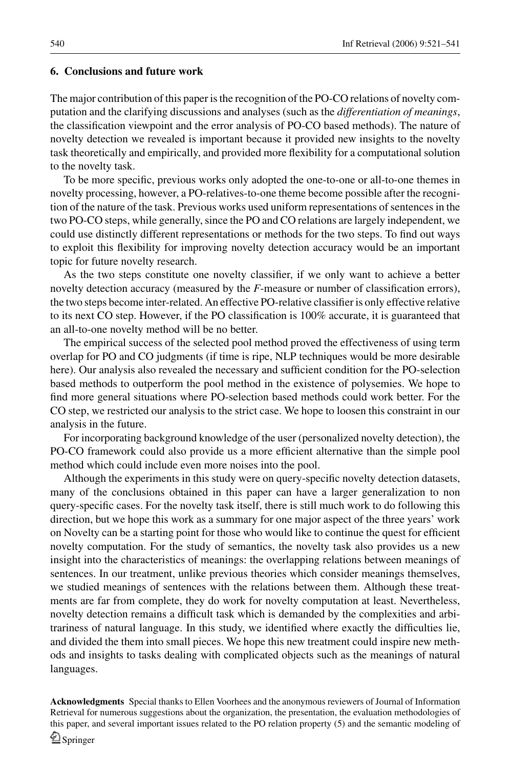## 6. Conclusions and future work

The major contribution of this paper is the recognition of the PO-CO relations of novelty computation and the clarifying discussions and analyses (such as the *differentiation of meanings*, the classification viewpoint and the error analysis of PO-CO based methods). The nature of novelty detection we revealed is important because it provided new insights to the novelty task theoretically and empirically, and provided more flexibility for a computational solution to the novelty task.

To be more specific, previous works only adopted the one-to-one or all-to-one themes in novelty processing, however, a PO-relatives-to-one theme become possible after the recognition of the nature of the task. Previous works used uniform representations of sentences in the two PO-CO steps, while generally, since the PO and CO relations are largely independent, we could use distinctly different representations or methods for the two steps. To find out ways to exploit this flexibility for improving novelty detection accuracy would be an important topic for future novelty research.

As the two steps constitute one novelty classifier, if we only want to achieve a better novelty detection accuracy (measured by the *F*-measure or number of classification errors), the two steps become inter-related. An effective PO-relative classifier is only effective relative to its next CO step. However, if the PO classification is 100% accurate, it is guaranteed that an all-to-one novelty method will be no better.

The empirical success of the selected pool method proved the effectiveness of using term overlap for PO and CO judgments (if time is ripe, NLP techniques would be more desirable here). Our analysis also revealed the necessary and sufficient condition for the PO-selection based methods to outperform the pool method in the existence of polysemies. We hope to find more general situations where PO-selection based methods could work better. For the CO step, we restricted our analysis to the strict case. We hope to loosen this constraint in our analysis in the future.

For incorporating background knowledge of the user (personalized novelty detection), the PO-CO framework could also provide us a more efficient alternative than the simple pool method which could include even more noises into the pool.

Although the experiments in this study were on query-specific novelty detection datasets, many of the conclusions obtained in this paper can have a larger generalization to non query-specific cases. For the novelty task itself, there is still much work to do following this direction, but we hope this work as a summary for one major aspect of the three years' work on Novelty can be a starting point for those who would like to continue the quest for efficient novelty computation. For the study of semantics, the novelty task also provides us a new insight into the characteristics of meanings: the overlapping relations between meanings of sentences. In our treatment, unlike previous theories which consider meanings themselves, we studied meanings of sentences with the relations between them. Although these treatments are far from complete, they do work for novelty computation at least. Nevertheless, novelty detection remains a difficult task which is demanded by the complexities and arbitrariness of natural language. In this study, we identified where exactly the difficulties lie, and divided the them into small pieces. We hope this new treatment could inspire new methods and insights to tasks dealing with complicated objects such as the meanings of natural languages.

**Acknowledgments** Special thanks to Ellen Voorhees and the anonymous reviewers of Journal of Information Retrieval for numerous suggestions about the organization, the presentation, the evaluation methodologies of this paper, and several important issues related to the PO relation property (5) and the semantic modeling of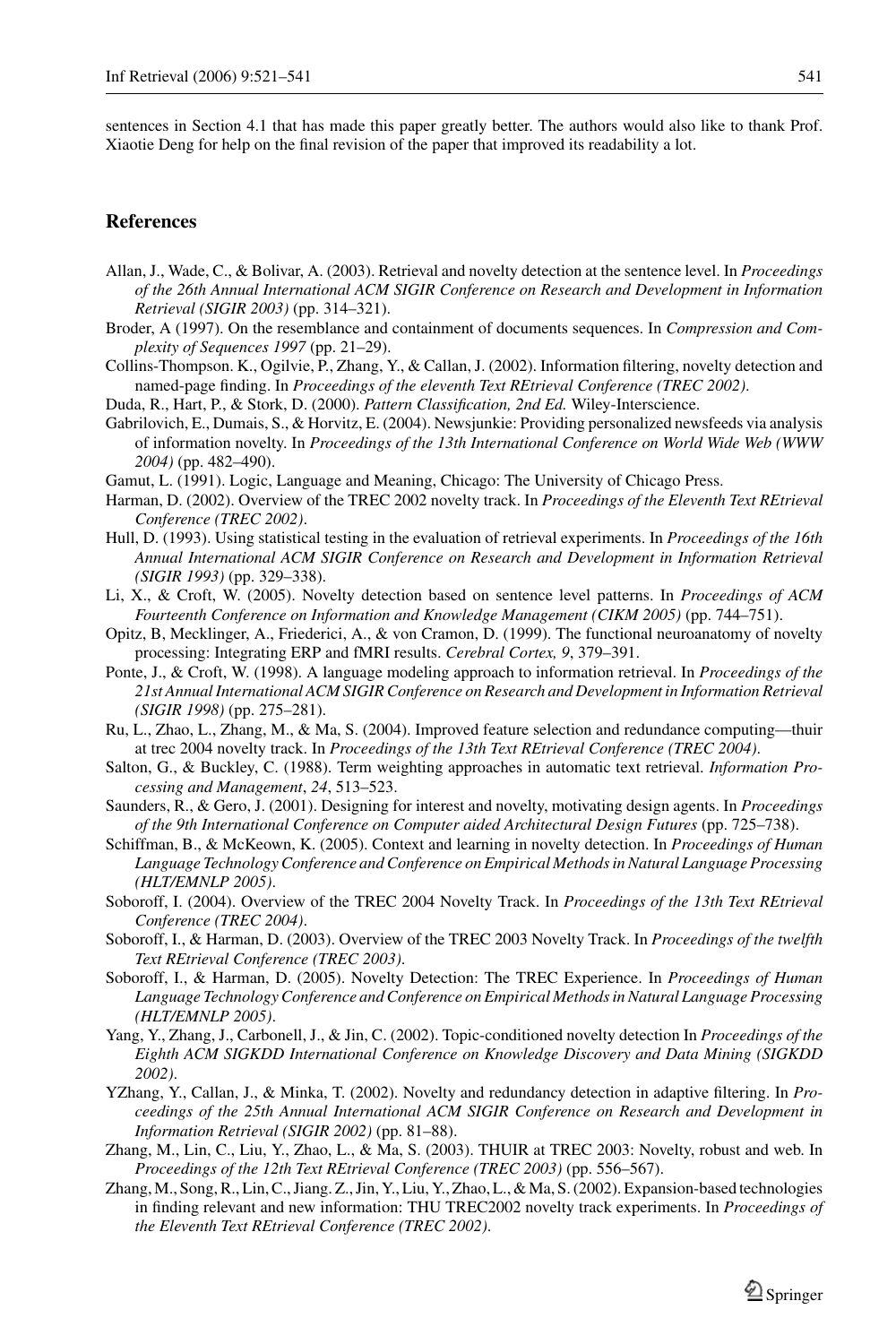sentences in Section 4.1 that has made this paper greatly better. The authors would also like to thank Prof. Xiaotie Deng for help on the final revision of the paper that improved its readability a lot.

## References

Allan, J., Wade, C., & Bolivar, A. (2003). Retrieval and novelty detection at the sentence level. In *Proceedings of the 26th Annual International ACM SIGIR Conference on Research and Development in Information Retrieval (SIGIR 2003)* (pp. 314–321).

Broder, A (1997). On the resemblance and containment of documents sequences. In *Compression and Complexity of Sequences 1997* (pp. 21–29).

Collins-Thompson. K., Ogilvie, P., Zhang, Y., & Callan, J. (2002). Information filtering, novelty detection and named-page finding. In *Proceedings of the eleventh Text REtrieval Conference (TREC 2002)*.

Duda, R., Hart, P., & Stork, D. (2000). *Pattern Classification, 2nd Ed.* Wiley-Interscience.

Gabrilovich, E., Dumais, S., & Horvitz, E. (2004). Newsjunkie: Providing personalized newsfeeds via analysis of information novelty. In *Proceedings of the 13th International Conference on World Wide Web (WWW 2004)* (pp. 482–490).

Gamut, L. (1991). Logic, Language and Meaning, Chicago: The University of Chicago Press.

Harman, D. (2002). Overview of the TREC 2002 novelty track. In *Proceedings of the Eleventh Text REtrieval Conference (TREC 2002)*.

Hull, D. (1993). Using statistical testing in the evaluation of retrieval experiments. In *Proceedings of the 16th Annual International ACM SIGIR Conference on Research and Development in Information Retrieval (SIGIR 1993)* (pp. 329–338).

Li, X., & Croft, W. (2005). Novelty detection based on sentence level patterns. In *Proceedings of ACM Fourteenth Conference on Information and Knowledge Management (CIKM 2005)* (pp. 744–751).

Opitz, B, Mecklinger, A., Friederici, A., & von Cramon, D. (1999). The functional neuroanatomy of novelty processing: Integrating ERP and fMRI results. *Cerebral Cortex, 9*, 379–391.

Ponte, J., & Croft, W. (1998). A language modeling approach to information retrieval. In *Proceedings of the 21st Annual International ACM SIGIR Conference on Research and Development in Information Retrieval (SIGIR 1998)* (pp. 275–281).

Ru, L., Zhao, L., Zhang, M., & Ma, S. (2004). Improved feature selection and redundance computing—thuir at trec 2004 novelty track. In *Proceedings of the 13th Text REtrieval Conference (TREC 2004)*.

Salton, G., & Buckley, C. (1988). Term weighting approaches in automatic text retrieval. *Information Processing and Management*, *24*, 513–523.

Saunders, R., & Gero, J. (2001). Designing for interest and novelty, motivating design agents. In *Proceedings of the 9th International Conference on Computer aided Architectural Design Futures* (pp. 725–738).

Schiffman, B., & McKeown, K. (2005). Context and learning in novelty detection. In *Proceedings of Human Language Technology Conference and Conference on Empirical Methods in Natural Language Processing (HLT/EMNLP 2005)*.

Soboroff, I. (2004). Overview of the TREC 2004 Novelty Track. In *Proceedings of the 13th Text REtrieval Conference (TREC 2004)*.

Soboroff, I., & Harman, D. (2003). Overview of the TREC 2003 Novelty Track. In *Proceedings of the twelfth Text REtrieval Conference (TREC 2003)*.

Soboroff, I., & Harman, D. (2005). Novelty Detection: The TREC Experience. In *Proceedings of Human Language Technology Conference and Conference on Empirical Methods in Natural Language Processing (HLT/EMNLP 2005)*.

Yang, Y., Zhang, J., Carbonell, J., & Jin, C. (2002). Topic-conditioned novelty detection In *Proceedings of the Eighth ACM SIGKDD International Conference on Knowledge Discovery and Data Mining (SIGKDD 2002)*.

YZhang, Y., Callan, J., & Minka, T. (2002). Novelty and redundancy detection in adaptive filtering. In *Proceedings of the 25th Annual International ACM SIGIR Conference on Research and Development in Information Retrieval (SIGIR 2002)* (pp. 81–88).

Zhang, M., Lin, C., Liu, Y., Zhao, L., & Ma, S. (2003). THUIR at TREC 2003: Novelty, robust and web. In *Proceedings of the 12th Text REtrieval Conference (TREC 2003)* (pp. 556–567).

Zhang, M., Song, R., Lin, C., Jiang. Z., Jin, Y., Liu, Y., Zhao, L., & Ma, S. (2002). Expansion-based technologies in finding relevant and new information: THU TREC2002 novelty track experiments. In *Proceedings of the Eleventh Text REtrieval Conference (TREC 2002)*.